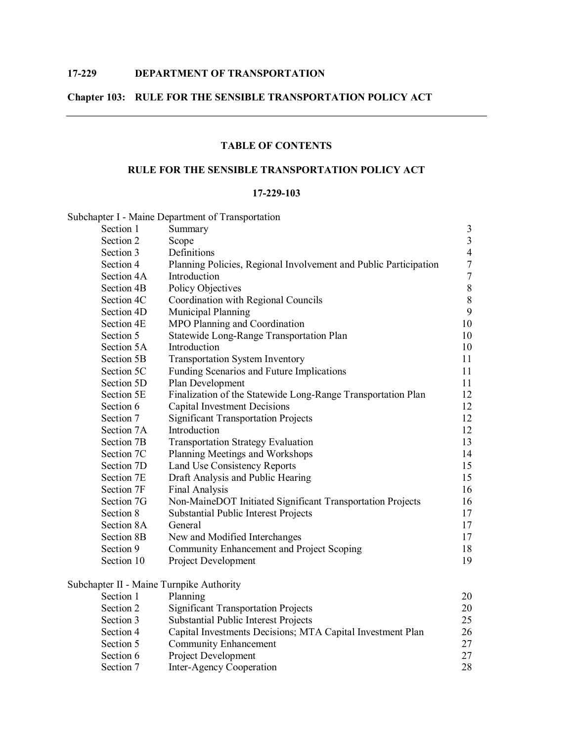**17-229 DEPARTMENT OF TRANSPORTATION**

**Chapter 103: RULE FOR THE SENSIBLE TRANSPORTATION POLICY ACT**

---

## TABLE OF CONTENTS

## RULE FOR THE SENSIBLE TRANSPORTATION POLICY ACT

### 17-229-103

Subchapter I - Maine Department of Transportation

| | | |
|---|---|---|
| Section 1 | Summary | 3 |
| Section 2 | Scope | 3 |
| Section 3 | Definitions | 4 |
| Section 4 | Planning Policies, Regional Involvement and Public Participation | 7 |
| Section 4A | Introduction | 7 |
| Section 4B | Policy Objectives | 8 |
| Section 4C | Coordination with Regional Councils | 8 |
| Section 4D | Municipal Planning | 9 |
| Section 4E | MPO Planning and Coordination | 10 |
| Section 5 | Statewide Long-Range Transportation Plan | 10 |
| Section 5A | Introduction | 10 |
| Section 5B | Transportation System Inventory | 11 |
| Section 5C | Funding Scenarios and Future Implications | 11 |
| Section 5D | Plan Development | 11 |
| Section 5E | Finalization of the Statewide Long-Range Transportation Plan | 12 |
| Section 6 | Capital Investment Decisions | 12 |
| Section 7 | Significant Transportation Projects | 12 |
| Section 7A | Introduction | 12 |
| Section 7B | Transportation Strategy Evaluation | 13 |
| Section 7C | Planning Meetings and Workshops | 14 |
| Section 7D | Land Use Consistency Reports | 15 |
| Section 7E | Draft Analysis and Public Hearing | 15 |
| Section 7F | Final Analysis | 16 |
| Section 7G | Non-MaineDOT Initiated Significant Transportation Projects | 16 |
| Section 8 | Substantial Public Interest Projects | 17 |
| Section 8A | General | 17 |
| Section 8B | New and Modified Interchanges | 17 |
| Section 9 | Community Enhancement and Project Scoping | 18 |
| Section 10 | Project Development | 19 |

Subchapter II - Maine Turnpike Authority

| | | |
|---|---|---|
| Section 1 | Planning | 20 |
| Section 2 | Significant Transportation Projects | 20 |
| Section 3 | Substantial Public Interest Projects | 25 |
| Section 4 | Capital Investments Decisions; MTA Capital Investment Plan | 26 |
| Section 5 | Community Enhancement | 27 |
| Section 6 | Project Development | 27 |
| Section 7 | Inter-Agency Cooperation | 28 |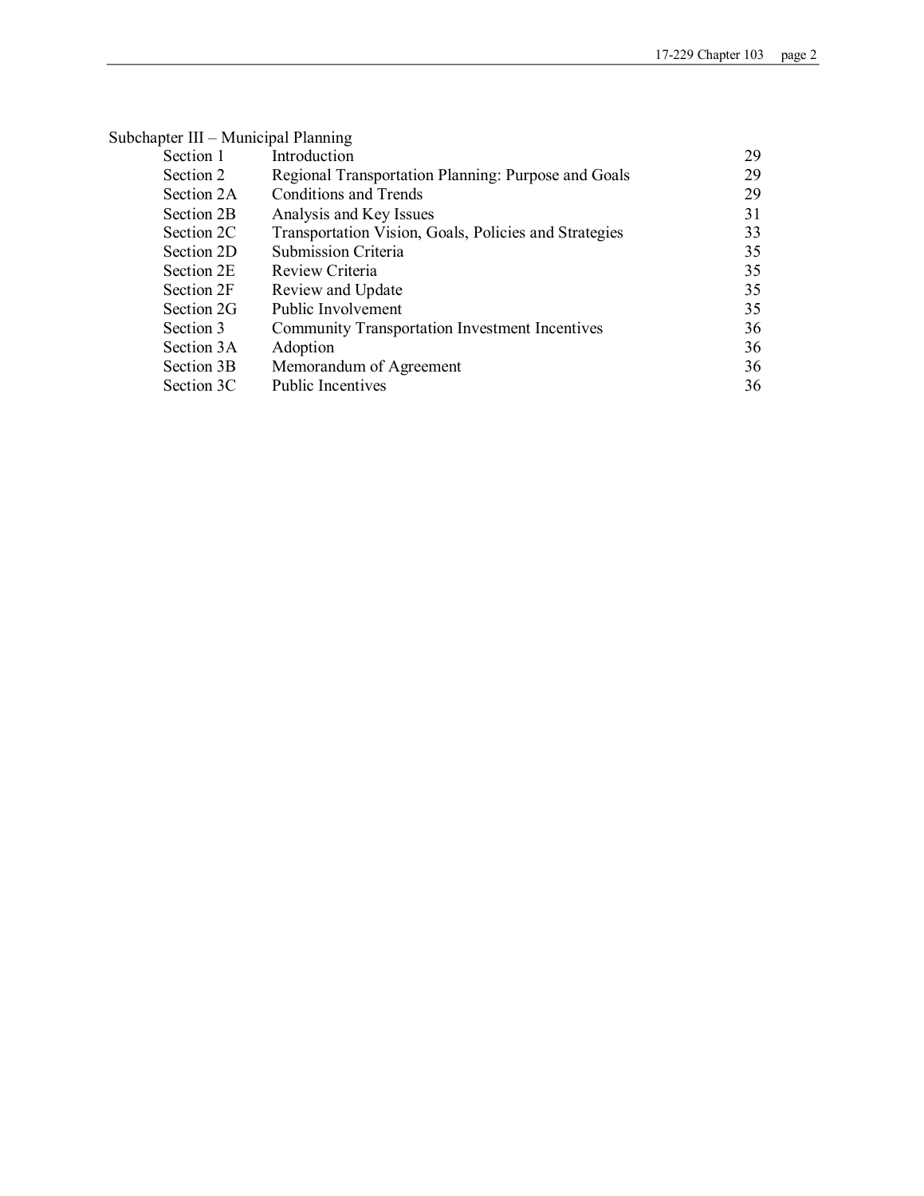Subchapter III – Municipal Planning

| | | |
|---|---|---|
| Section 1 | Introduction | 29 |
| Section 2 | Regional Transportation Planning: Purpose and Goals | 29 |
| Section 2A | Conditions and Trends | 29 |
| Section 2B | Analysis and Key Issues | 31 |
| Section 2C | Transportation Vision, Goals, Policies and Strategies | 33 |
| Section 2D | Submission Criteria | 35 |
| Section 2E | Review Criteria | 35 |
| Section 2F | Review and Update | 35 |
| Section 2G | Public Involvement | 35 |
| Section 3 | Community Transportation Investment Incentives | 36 |
| Section 3A | Adoption | 36 |
| Section 3B | Memorandum of Agreement | 36 |
| Section 3C | Public Incentives | 36 |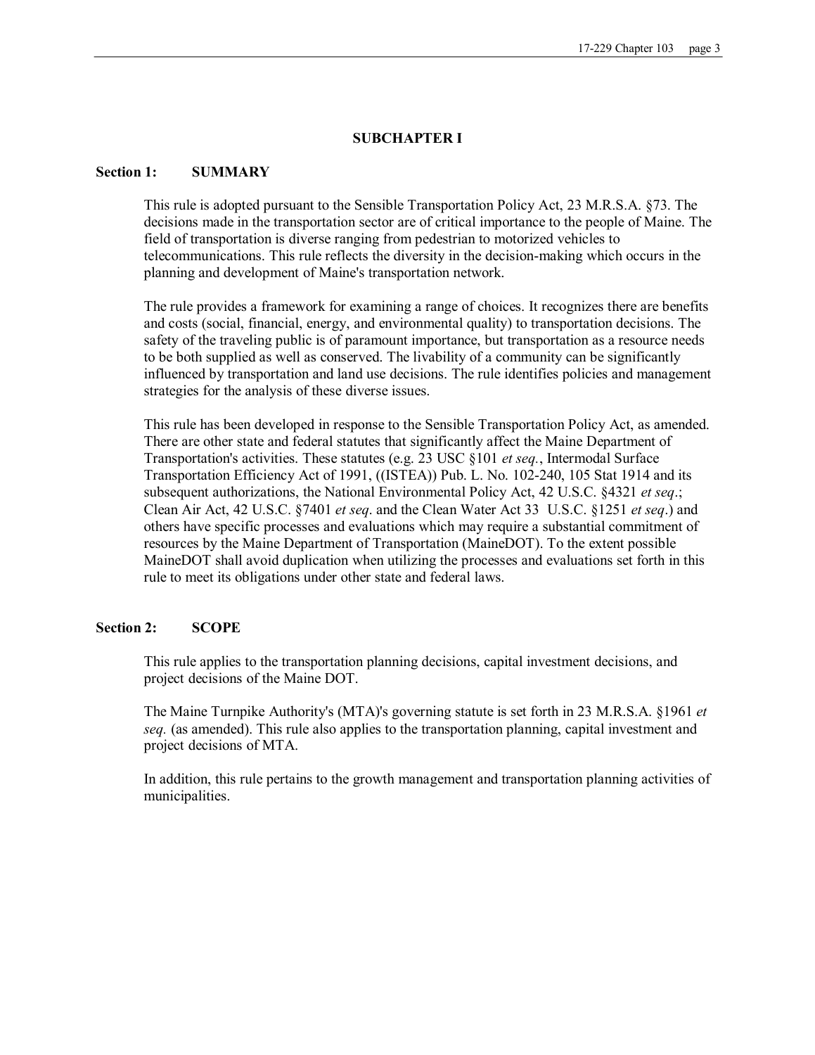## SUBCHAPTER I

### Section 1: SUMMARY

This rule is adopted pursuant to the Sensible Transportation Policy Act, 23 M.R.S.A. §73. The decisions made in the transportation sector are of critical importance to the people of Maine. The field of transportation is diverse ranging from pedestrian to motorized vehicles to telecommunications. This rule reflects the diversity in the decision-making which occurs in the planning and development of Maine's transportation network.

The rule provides a framework for examining a range of choices. It recognizes there are benefits and costs (social, financial, energy, and environmental quality) to transportation decisions. The safety of the traveling public is of paramount importance, but transportation as a resource needs to be both supplied as well as conserved. The livability of a community can be significantly influenced by transportation and land use decisions. The rule identifies policies and management strategies for the analysis of these diverse issues.

This rule has been developed in response to the Sensible Transportation Policy Act, as amended. There are other state and federal statutes that significantly affect the Maine Department of Transportation's activities. These statutes (e.g. 23 USC §101 *et seq.*, Intermodal Surface Transportation Efficiency Act of 1991, ((ISTEA)) Pub. L. No. 102-240, 105 Stat 1914 and its subsequent authorizations, the National Environmental Policy Act, 42 U.S.C. §4321 *et seq*.; Clean Air Act, 42 U.S.C. §7401 *et seq*. and the Clean Water Act 33 U.S.C. §1251 *et seq*.) and others have specific processes and evaluations which may require a substantial commitment of resources by the Maine Department of Transportation (MaineDOT). To the extent possible MaineDOT shall avoid duplication when utilizing the processes and evaluations set forth in this rule to meet its obligations under other state and federal laws.

### Section 2: SCOPE

This rule applies to the transportation planning decisions, capital investment decisions, and project decisions of the Maine DOT.

The Maine Turnpike Authority's (MTA)'s governing statute is set forth in 23 M.R.S.A. §1961 *et seq.* (as amended). This rule also applies to the transportation planning, capital investment and project decisions of MTA.

In addition, this rule pertains to the growth management and transportation planning activities of municipalities.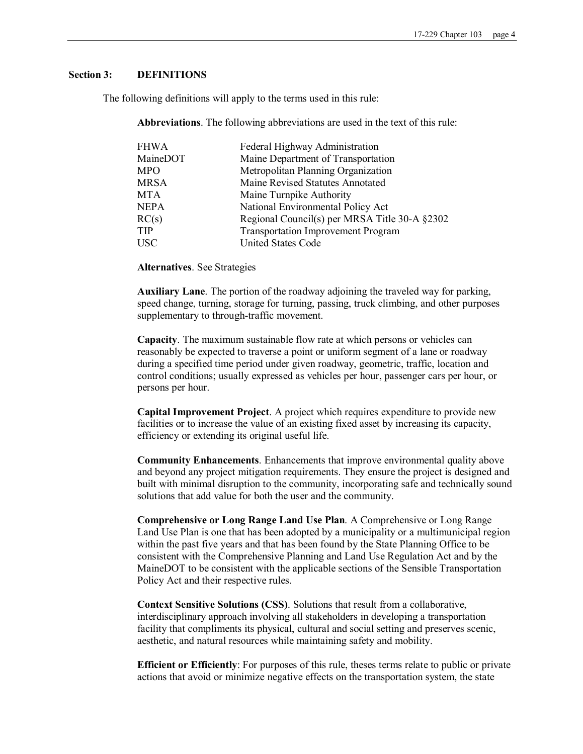## Section 3: DEFINITIONS

The following definitions will apply to the terms used in this rule:

**Abbreviations**. The following abbreviations are used in the text of this rule:

| | |
|---|---|
| FHWA | Federal Highway Administration |
| MaineDOT | Maine Department of Transportation |
| MPO | Metropolitan Planning Organization |
| MRSA | Maine Revised Statutes Annotated |
| MTA | Maine Turnpike Authority |
| NEPA | National Environmental Policy Act |
| RC(s) | Regional Council(s) per MRSA Title 30-A §2302 |
| TIP | Transportation Improvement Program |
| USC | United States Code |

**Alternatives**. See Strategies

**Auxiliary Lane**. The portion of the roadway adjoining the traveled way for parking, speed change, turning, storage for turning, passing, truck climbing, and other purposes supplementary to through-traffic movement.

**Capacity**. The maximum sustainable flow rate at which persons or vehicles can reasonably be expected to traverse a point or uniform segment of a lane or roadway during a specified time period under given roadway, geometric, traffic, location and control conditions; usually expressed as vehicles per hour, passenger cars per hour, or persons per hour.

**Capital Improvement Project**. A project which requires expenditure to provide new facilities or to increase the value of an existing fixed asset by increasing its capacity, efficiency or extending its original useful life.

**Community Enhancements**. Enhancements that improve environmental quality above and beyond any project mitigation requirements. They ensure the project is designed and built with minimal disruption to the community, incorporating safe and technically sound solutions that add value for both the user and the community.

**Comprehensive or Long Range Land Use Plan**. A Comprehensive or Long Range Land Use Plan is one that has been adopted by a municipality or a multimunicipal region within the past five years and that has been found by the State Planning Office to be consistent with the Comprehensive Planning and Land Use Regulation Act and by the MaineDOT to be consistent with the applicable sections of the Sensible Transportation Policy Act and their respective rules.

**Context Sensitive Solutions (CSS)**. Solutions that result from a collaborative, interdisciplinary approach involving all stakeholders in developing a transportation facility that compliments its physical, cultural and social setting and preserves scenic, aesthetic, and natural resources while maintaining safety and mobility.

**Efficient or Efficiently**: For purposes of this rule, theses terms relate to public or private actions that avoid or minimize negative effects on the transportation system, the state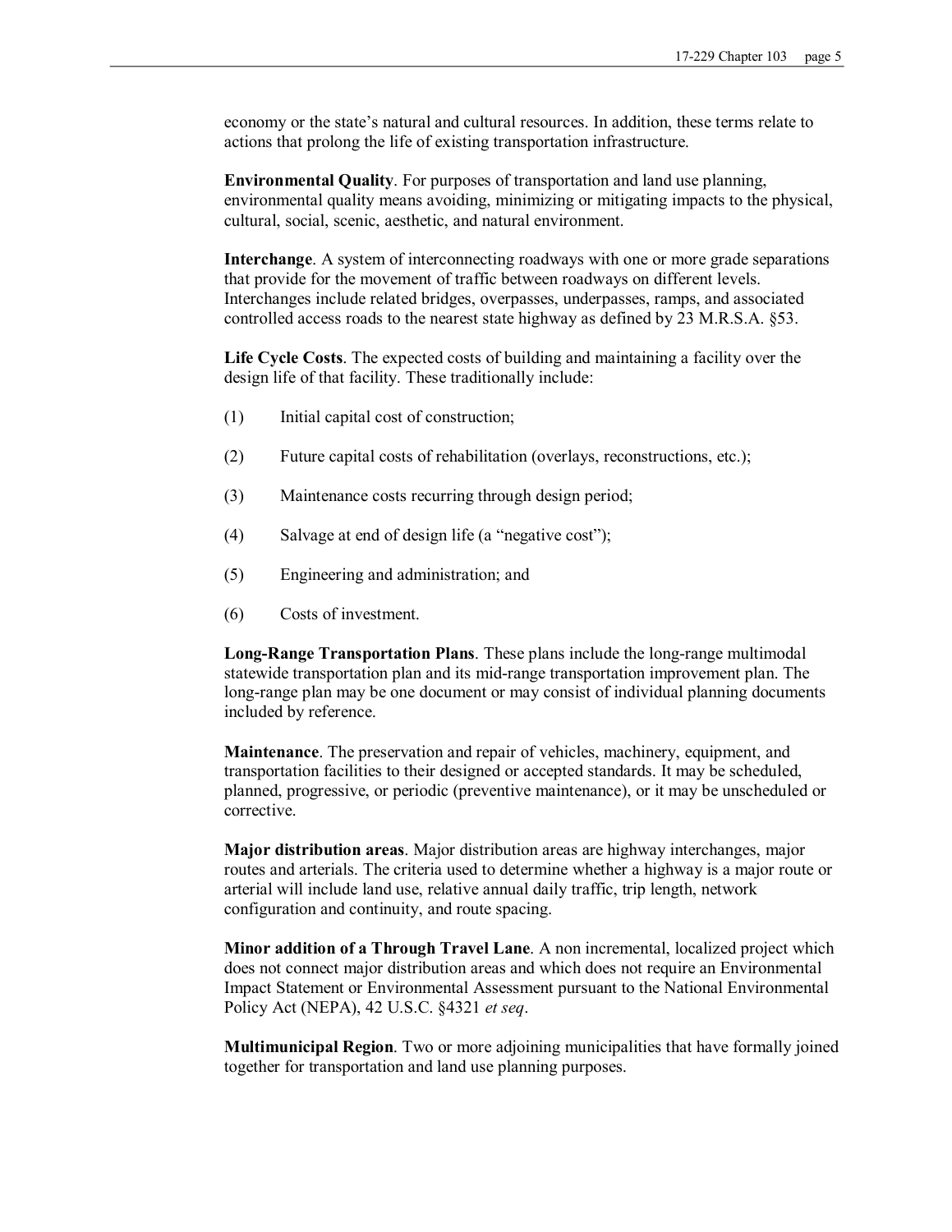economy or the state's natural and cultural resources. In addition, these terms relate to actions that prolong the life of existing transportation infrastructure.

**Environmental Quality**. For purposes of transportation and land use planning, environmental quality means avoiding, minimizing or mitigating impacts to the physical, cultural, social, scenic, aesthetic, and natural environment.

**Interchange**. A system of interconnecting roadways with one or more grade separations that provide for the movement of traffic between roadways on different levels. Interchanges include related bridges, overpasses, underpasses, ramps, and associated controlled access roads to the nearest state highway as defined by 23 M.R.S.A. §53.

**Life Cycle Costs**. The expected costs of building and maintaining a facility over the design life of that facility. These traditionally include:

(1) Initial capital cost of construction;

(2) Future capital costs of rehabilitation (overlays, reconstructions, etc.);

(3) Maintenance costs recurring through design period;

(4) Salvage at end of design life (a "negative cost");

(5) Engineering and administration; and

(6) Costs of investment.

**Long-Range Transportation Plans**. These plans include the long-range multimodal statewide transportation plan and its mid-range transportation improvement plan. The long-range plan may be one document or may consist of individual planning documents included by reference.

**Maintenance**. The preservation and repair of vehicles, machinery, equipment, and transportation facilities to their designed or accepted standards. It may be scheduled, planned, progressive, or periodic (preventive maintenance), or it may be unscheduled or corrective.

**Major distribution areas**. Major distribution areas are highway interchanges, major routes and arterials. The criteria used to determine whether a highway is a major route or arterial will include land use, relative annual daily traffic, trip length, network configuration and continuity, and route spacing.

**Minor addition of a Through Travel Lane**. A non incremental, localized project which does not connect major distribution areas and which does not require an Environmental Impact Statement or Environmental Assessment pursuant to the National Environmental Policy Act (NEPA), 42 U.S.C. §4321 *et seq*.

**Multimunicipal Region**. Two or more adjoining municipalities that have formally joined together for transportation and land use planning purposes.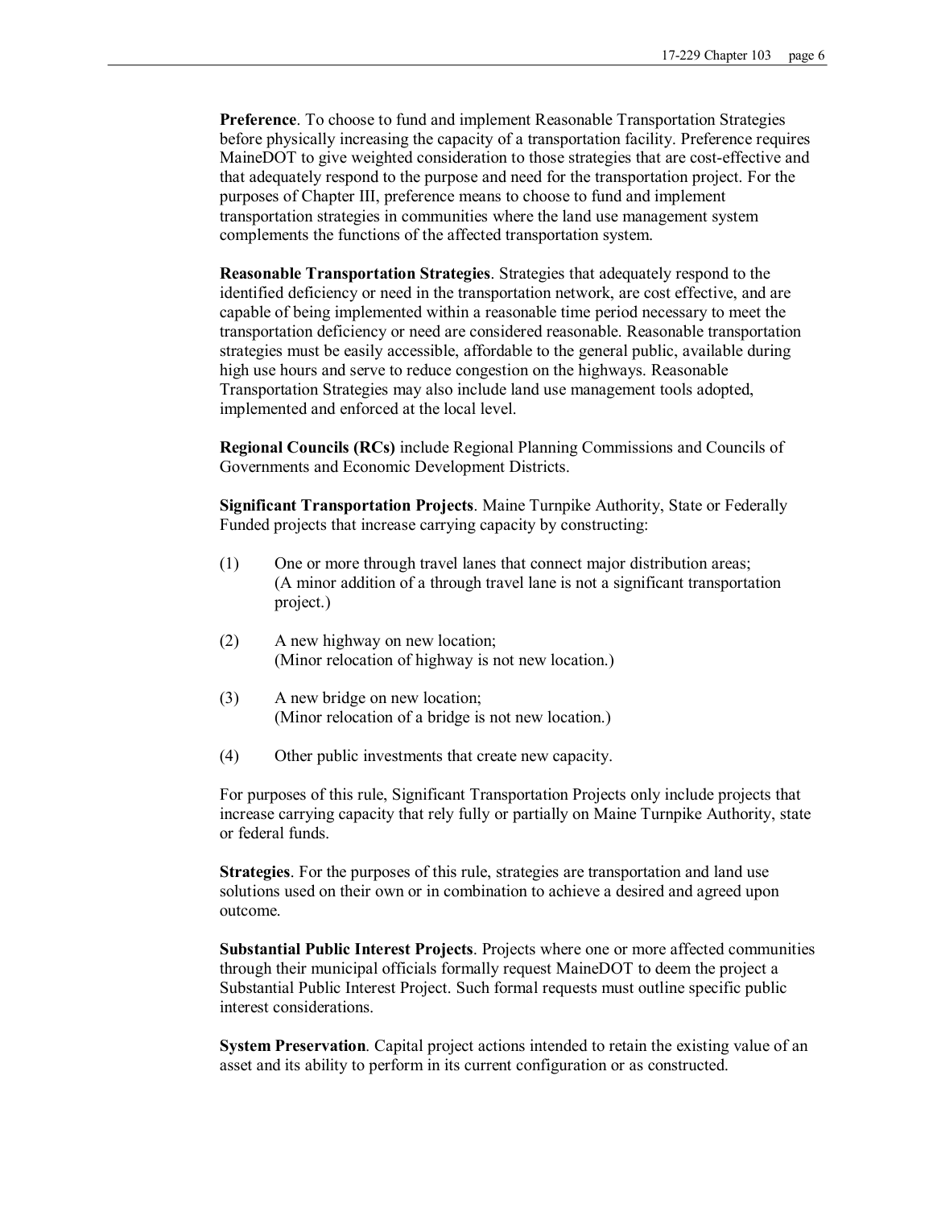**Preference**. To choose to fund and implement Reasonable Transportation Strategies before physically increasing the capacity of a transportation facility. Preference requires MaineDOT to give weighted consideration to those strategies that are cost-effective and that adequately respond to the purpose and need for the transportation project. For the purposes of Chapter III, preference means to choose to fund and implement transportation strategies in communities where the land use management system complements the functions of the affected transportation system.

**Reasonable Transportation Strategies**. Strategies that adequately respond to the identified deficiency or need in the transportation network, are cost effective, and are capable of being implemented within a reasonable time period necessary to meet the transportation deficiency or need are considered reasonable. Reasonable transportation strategies must be easily accessible, affordable to the general public, available during high use hours and serve to reduce congestion on the highways. Reasonable Transportation Strategies may also include land use management tools adopted, implemented and enforced at the local level.

**Regional Councils (RCs)** include Regional Planning Commissions and Councils of Governments and Economic Development Districts.

**Significant Transportation Projects**. Maine Turnpike Authority, State or Federally Funded projects that increase carrying capacity by constructing:

(1) One or more through travel lanes that connect major distribution areas; (A minor addition of a through travel lane is not a significant transportation project.)

(2) A new highway on new location; (Minor relocation of highway is not new location.)

(3) A new bridge on new location; (Minor relocation of a bridge is not new location.)

(4) Other public investments that create new capacity.

For purposes of this rule, Significant Transportation Projects only include projects that increase carrying capacity that rely fully or partially on Maine Turnpike Authority, state or federal funds.

**Strategies**. For the purposes of this rule, strategies are transportation and land use solutions used on their own or in combination to achieve a desired and agreed upon outcome.

**Substantial Public Interest Projects**. Projects where one or more affected communities through their municipal officials formally request MaineDOT to deem the project a Substantial Public Interest Project. Such formal requests must outline specific public interest considerations.

**System Preservation**. Capital project actions intended to retain the existing value of an asset and its ability to perform in its current configuration or as constructed.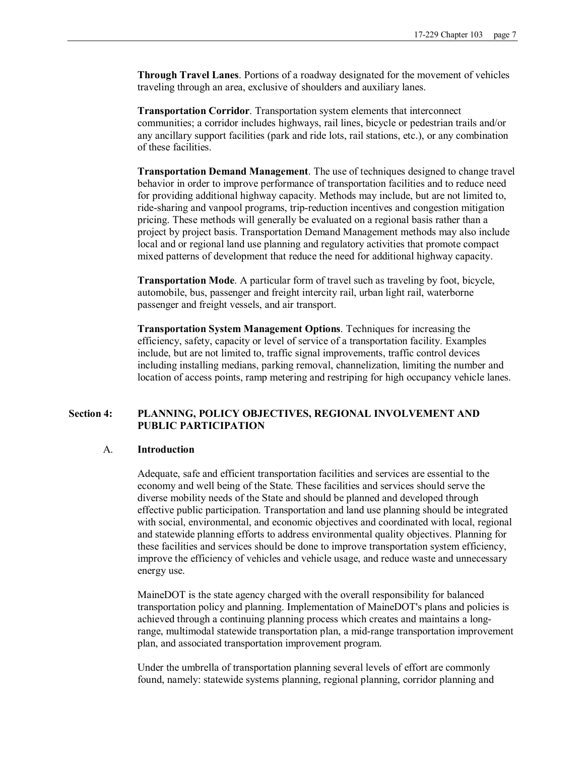**Through Travel Lanes**. Portions of a roadway designated for the movement of vehicles traveling through an area, exclusive of shoulders and auxiliary lanes.

**Transportation Corridor**. Transportation system elements that interconnect communities; a corridor includes highways, rail lines, bicycle or pedestrian trails and/or any ancillary support facilities (park and ride lots, rail stations, etc.), or any combination of these facilities.

**Transportation Demand Management**. The use of techniques designed to change travel behavior in order to improve performance of transportation facilities and to reduce need for providing additional highway capacity. Methods may include, but are not limited to, ride-sharing and vanpool programs, trip-reduction incentives and congestion mitigation pricing. These methods will generally be evaluated on a regional basis rather than a project by project basis. Transportation Demand Management methods may also include local and or regional land use planning and regulatory activities that promote compact mixed patterns of development that reduce the need for additional highway capacity.

**Transportation Mode**. A particular form of travel such as traveling by foot, bicycle, automobile, bus, passenger and freight intercity rail, urban light rail, waterborne passenger and freight vessels, and air transport.

**Transportation System Management Options**. Techniques for increasing the efficiency, safety, capacity or level of service of a transportation facility. Examples include, but are not limited to, traffic signal improvements, traffic control devices including installing medians, parking removal, channelization, limiting the number and location of access points, ramp metering and restriping for high occupancy vehicle lanes.

## Section 4: PLANNING, POLICY OBJECTIVES, REGIONAL INVOLVEMENT AND PUBLIC PARTICIPATION

### A. Introduction

Adequate, safe and efficient transportation facilities and services are essential to the economy and well being of the State. These facilities and services should serve the diverse mobility needs of the State and should be planned and developed through effective public participation. Transportation and land use planning should be integrated with social, environmental, and economic objectives and coordinated with local, regional and statewide planning efforts to address environmental quality objectives. Planning for these facilities and services should be done to improve transportation system efficiency, improve the efficiency of vehicles and vehicle usage, and reduce waste and unnecessary energy use.

MaineDOT is the state agency charged with the overall responsibility for balanced transportation policy and planning. Implementation of MaineDOT's plans and policies is achieved through a continuing planning process which creates and maintains a long-range, multimodal statewide transportation plan, a mid-range transportation improvement plan, and associated transportation improvement program.

Under the umbrella of transportation planning several levels of effort are commonly found, namely: statewide systems planning, regional planning, corridor planning and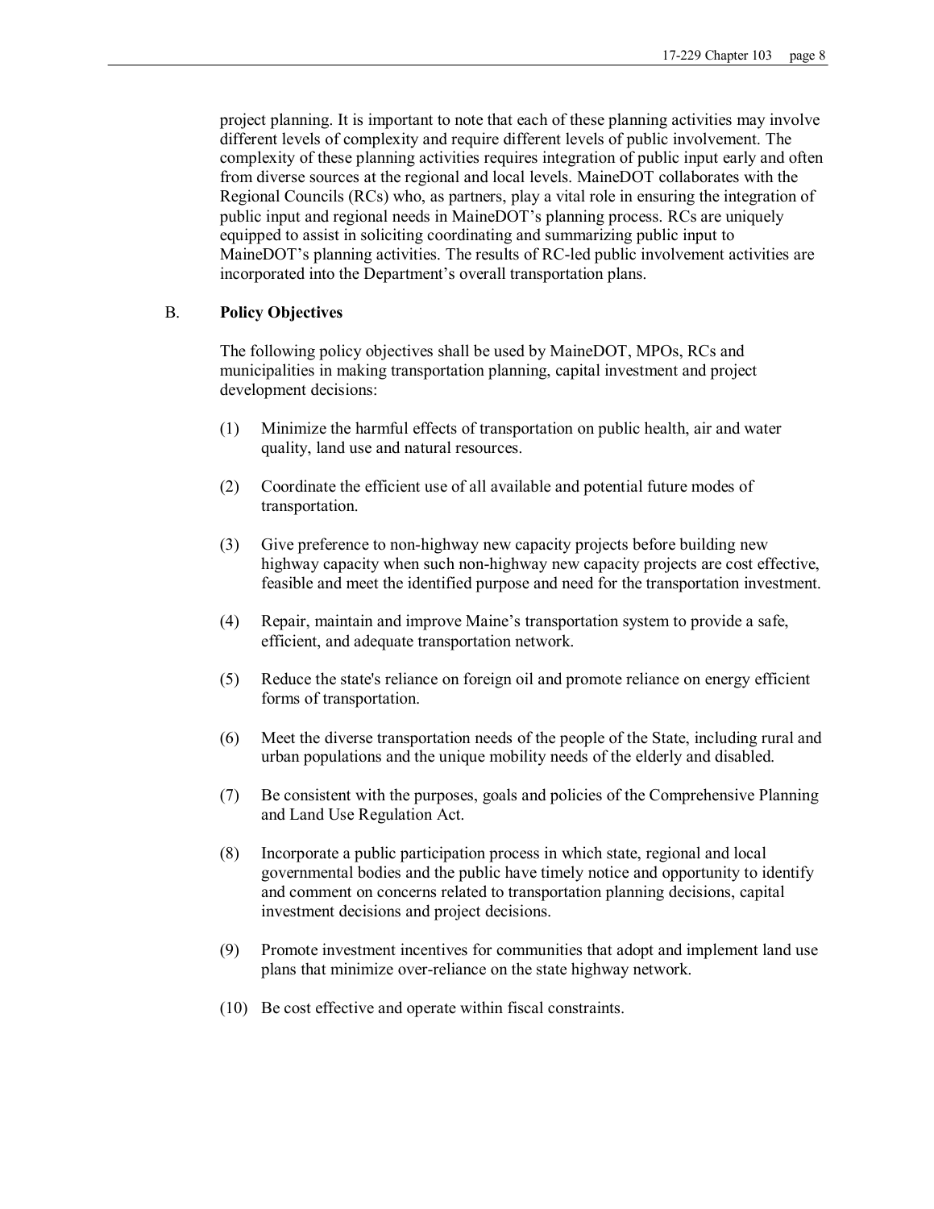project planning. It is important to note that each of these planning activities may involve different levels of complexity and require different levels of public involvement. The complexity of these planning activities requires integration of public input early and often from diverse sources at the regional and local levels. MaineDOT collaborates with the Regional Councils (RCs) who, as partners, play a vital role in ensuring the integration of public input and regional needs in MaineDOT's planning process. RCs are uniquely equipped to assist in soliciting coordinating and summarizing public input to MaineDOT's planning activities. The results of RC-led public involvement activities are incorporated into the Department's overall transportation plans.

B. **Policy Objectives**

The following policy objectives shall be used by MaineDOT, MPOs, RCs and municipalities in making transportation planning, capital investment and project development decisions:

(1) Minimize the harmful effects of transportation on public health, air and water quality, land use and natural resources.

(2) Coordinate the efficient use of all available and potential future modes of transportation.

(3) Give preference to non-highway new capacity projects before building new highway capacity when such non-highway new capacity projects are cost effective, feasible and meet the identified purpose and need for the transportation investment.

(4) Repair, maintain and improve Maine's transportation system to provide a safe, efficient, and adequate transportation network.

(5) Reduce the state's reliance on foreign oil and promote reliance on energy efficient forms of transportation.

(6) Meet the diverse transportation needs of the people of the State, including rural and urban populations and the unique mobility needs of the elderly and disabled.

(7) Be consistent with the purposes, goals and policies of the Comprehensive Planning and Land Use Regulation Act.

(8) Incorporate a public participation process in which state, regional and local governmental bodies and the public have timely notice and opportunity to identify and comment on concerns related to transportation planning decisions, capital investment decisions and project decisions.

(9) Promote investment incentives for communities that adopt and implement land use plans that minimize over-reliance on the state highway network.

(10) Be cost effective and operate within fiscal constraints.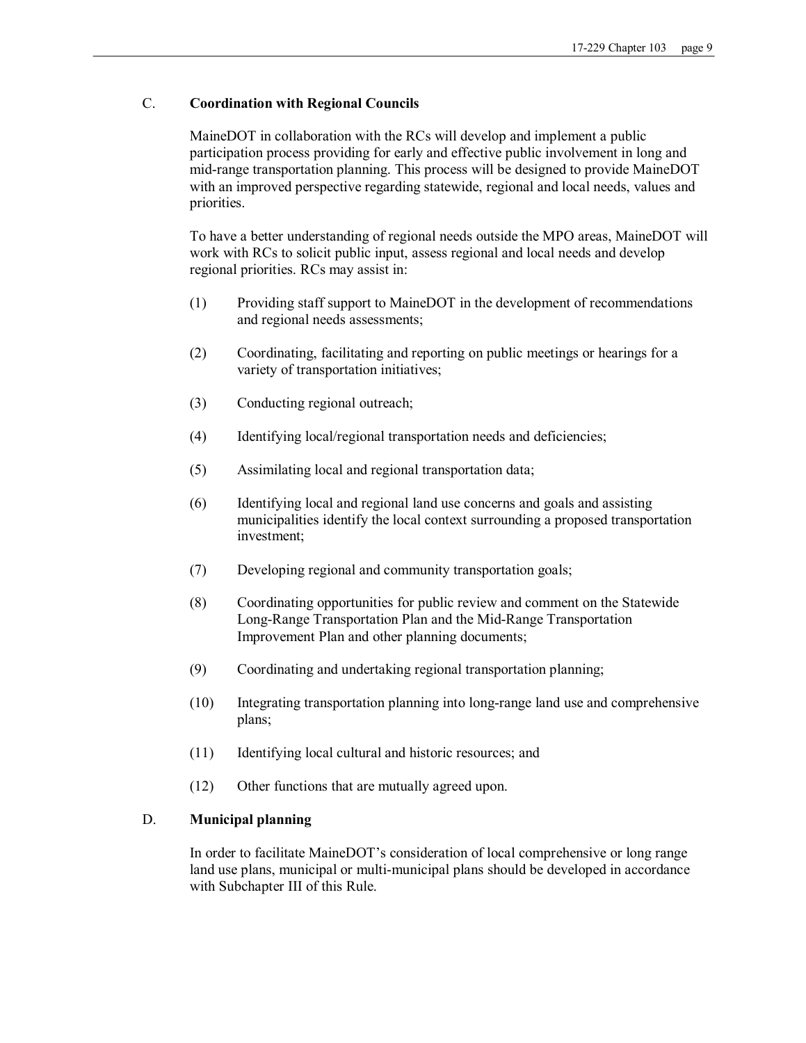### C. Coordination with Regional Councils

MaineDOT in collaboration with the RCs will develop and implement a public participation process providing for early and effective public involvement in long and mid-range transportation planning. This process will be designed to provide MaineDOT with an improved perspective regarding statewide, regional and local needs, values and priorities.

To have a better understanding of regional needs outside the MPO areas, MaineDOT will work with RCs to solicit public input, assess regional and local needs and develop regional priorities. RCs may assist in:

(1) Providing staff support to MaineDOT in the development of recommendations and regional needs assessments;

(2) Coordinating, facilitating and reporting on public meetings or hearings for a variety of transportation initiatives;

(3) Conducting regional outreach;

(4) Identifying local/regional transportation needs and deficiencies;

(5) Assimilating local and regional transportation data;

(6) Identifying local and regional land use concerns and goals and assisting municipalities identify the local context surrounding a proposed transportation investment;

(7) Developing regional and community transportation goals;

(8) Coordinating opportunities for public review and comment on the Statewide Long-Range Transportation Plan and the Mid-Range Transportation Improvement Plan and other planning documents;

(9) Coordinating and undertaking regional transportation planning;

(10) Integrating transportation planning into long-range land use and comprehensive plans;

(11) Identifying local cultural and historic resources; and

(12) Other functions that are mutually agreed upon.

### D. Municipal planning

In order to facilitate MaineDOT's consideration of local comprehensive or long range land use plans, municipal or multi-municipal plans should be developed in accordance with Subchapter III of this Rule.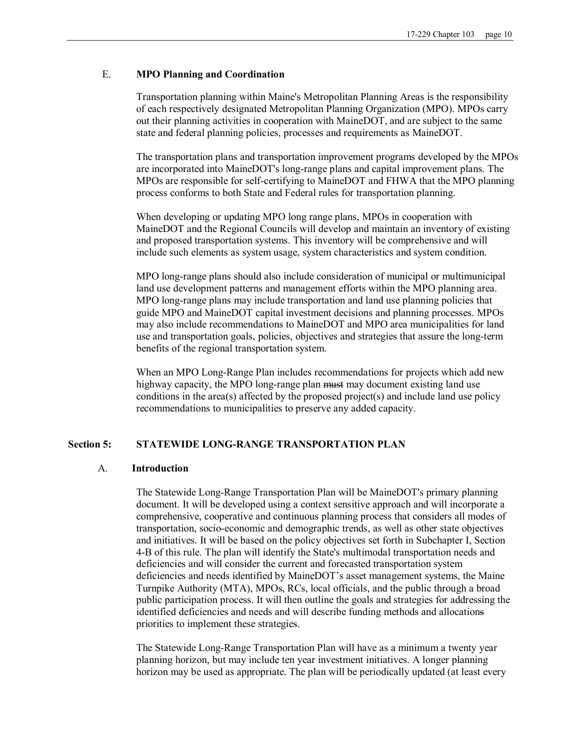### E. MPO Planning and Coordination

Transportation planning within Maine's Metropolitan Planning Areas is the responsibility of each respectively designated Metropolitan Planning Organization (MPO). MPOs carry out their planning activities in cooperation with MaineDOT, and are subject to the same state and federal planning policies, processes and requirements as MaineDOT.

The transportation plans and transportation improvement programs developed by the MPOs are incorporated into MaineDOT's long-range plans and capital improvement plans. The MPOs are responsible for self-certifying to MaineDOT and FHWA that the MPO planning process conforms to both State and Federal rules for transportation planning.

When developing or updating MPO long range plans, MPOs in cooperation with MaineDOT and the Regional Councils will develop and maintain an inventory of existing and proposed transportation systems. This inventory will be comprehensive and will include such elements as system usage, system characteristics and system condition.

MPO long-range plans should also include consideration of municipal or multimunicipal land use development patterns and management efforts within the MPO planning area. MPO long-range plans may include transportation and land use planning policies that guide MPO and MaineDOT capital investment decisions and planning processes. MPOs may also include recommendations to MaineDOT and MPO area municipalities for land use and transportation goals, policies, objectives and strategies that assure the long-term benefits of the regional transportation system.

When an MPO Long-Range Plan includes recommendations for projects which add new highway capacity, the MPO long-range plan ~~must~~ may document existing land use conditions in the area(s) affected by the proposed project(s) and include land use policy recommendations to municipalities to preserve any added capacity.

## Section 5: STATEWIDE LONG-RANGE TRANSPORTATION PLAN

### A. Introduction

The Statewide Long-Range Transportation Plan will be MaineDOT's primary planning document. It will be developed using a context sensitive approach and will incorporate a comprehensive, cooperative and continuous planning process that considers all modes of transportation, socio-economic and demographic trends, as well as other state objectives and initiatives. It will be based on the policy objectives set forth in Subchapter I, Section 4-B of this rule. The plan will identify the State's multimodal transportation needs and deficiencies and will consider the current and forecasted transportation system deficiencies and needs identified by MaineDOT's asset management systems, the Maine Turnpike Authority (MTA), MPOs, RCs, local officials, and the public through a broad public participation process. It will then outline the goals and strategies for addressing the identified deficiencies and needs and will describe funding methods and allocation~~s~~ priorities to implement these strategies.

The Statewide Long-Range Transportation Plan will have as a minimum a twenty year planning horizon, but may include ten year investment initiatives. A longer planning horizon may be used as appropriate. The plan will be periodically updated (at least every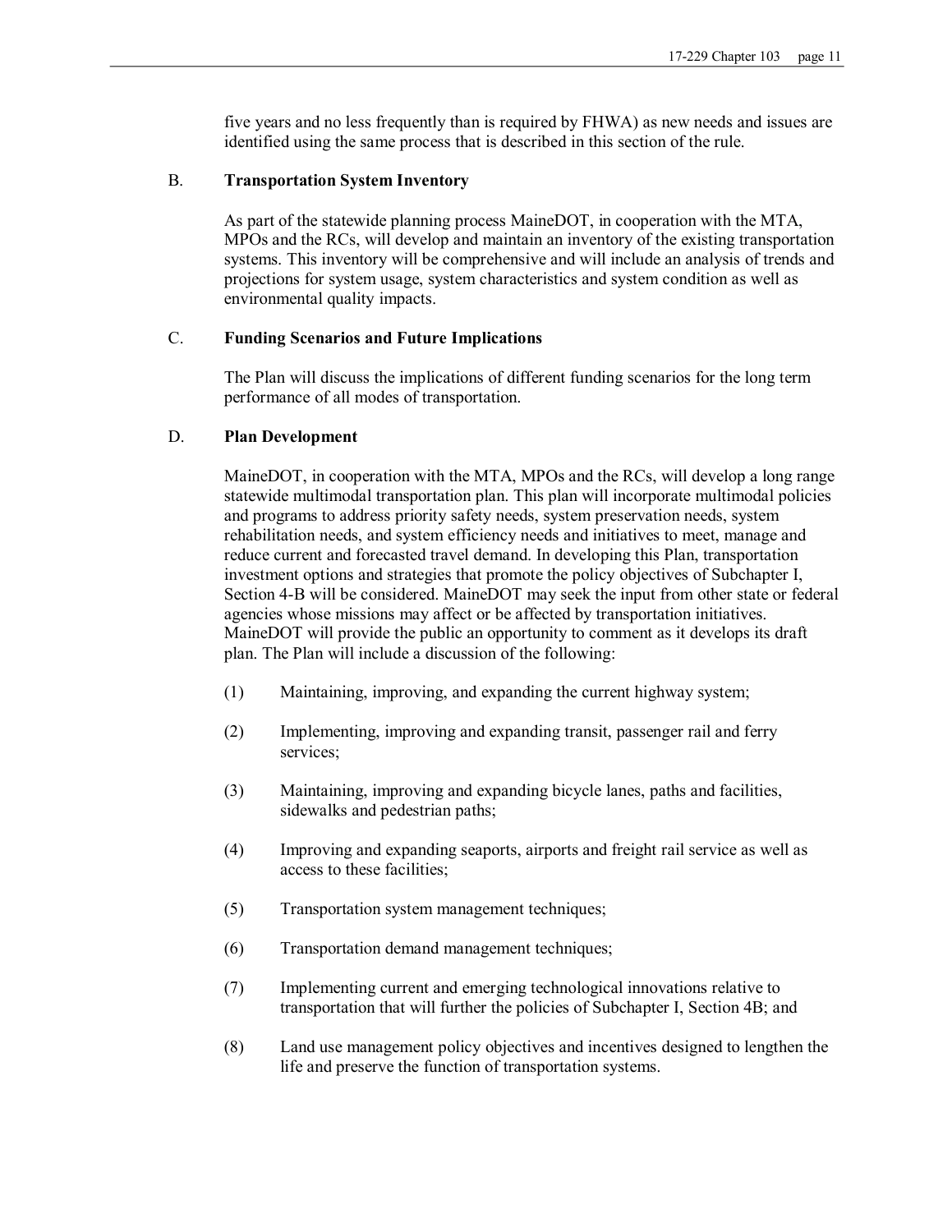five years and no less frequently than is required by FHWA) as new needs and issues are identified using the same process that is described in this section of the rule.

B. **Transportation System Inventory**

As part of the statewide planning process MaineDOT, in cooperation with the MTA, MPOs and the RCs, will develop and maintain an inventory of the existing transportation systems. This inventory will be comprehensive and will include an analysis of trends and projections for system usage, system characteristics and system condition as well as environmental quality impacts.

C. **Funding Scenarios and Future Implications**

The Plan will discuss the implications of different funding scenarios for the long term performance of all modes of transportation.

D. **Plan Development**

MaineDOT, in cooperation with the MTA, MPOs and the RCs, will develop a long range statewide multimodal transportation plan. This plan will incorporate multimodal policies and programs to address priority safety needs, system preservation needs, system rehabilitation needs, and system efficiency needs and initiatives to meet, manage and reduce current and forecasted travel demand. In developing this Plan, transportation investment options and strategies that promote the policy objectives of Subchapter I, Section 4-B will be considered. MaineDOT may seek the input from other state or federal agencies whose missions may affect or be affected by transportation initiatives. MaineDOT will provide the public an opportunity to comment as it develops its draft plan. The Plan will include a discussion of the following:

(1) Maintaining, improving, and expanding the current highway system;

(2) Implementing, improving and expanding transit, passenger rail and ferry services;

(3) Maintaining, improving and expanding bicycle lanes, paths and facilities, sidewalks and pedestrian paths;

(4) Improving and expanding seaports, airports and freight rail service as well as access to these facilities;

(5) Transportation system management techniques;

(6) Transportation demand management techniques;

(7) Implementing current and emerging technological innovations relative to transportation that will further the policies of Subchapter I, Section 4B; and

(8) Land use management policy objectives and incentives designed to lengthen the life and preserve the function of transportation systems.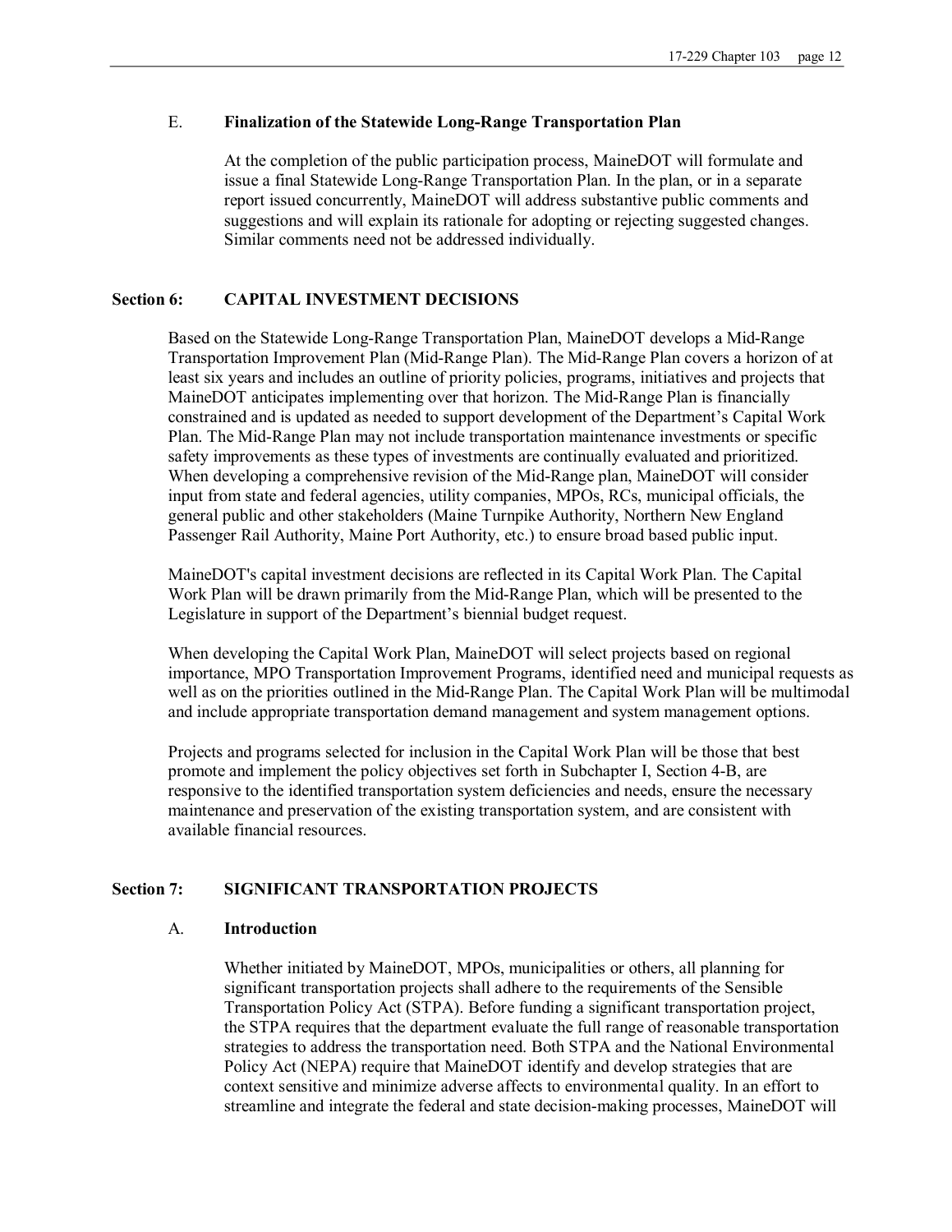### E. Finalization of the Statewide Long-Range Transportation Plan

At the completion of the public participation process, MaineDOT will formulate and issue a final Statewide Long-Range Transportation Plan. In the plan, or in a separate report issued concurrently, MaineDOT will address substantive public comments and suggestions and will explain its rationale for adopting or rejecting suggested changes. Similar comments need not be addressed individually.

## Section 6: CAPITAL INVESTMENT DECISIONS

Based on the Statewide Long-Range Transportation Plan, MaineDOT develops a Mid-Range Transportation Improvement Plan (Mid-Range Plan). The Mid-Range Plan covers a horizon of at least six years and includes an outline of priority policies, programs, initiatives and projects that MaineDOT anticipates implementing over that horizon. The Mid-Range Plan is financially constrained and is updated as needed to support development of the Department's Capital Work Plan. The Mid-Range Plan may not include transportation maintenance investments or specific safety improvements as these types of investments are continually evaluated and prioritized. When developing a comprehensive revision of the Mid-Range plan, MaineDOT will consider input from state and federal agencies, utility companies, MPOs, RCs, municipal officials, the general public and other stakeholders (Maine Turnpike Authority, Northern New England Passenger Rail Authority, Maine Port Authority, etc.) to ensure broad based public input.

MaineDOT's capital investment decisions are reflected in its Capital Work Plan. The Capital Work Plan will be drawn primarily from the Mid-Range Plan, which will be presented to the Legislature in support of the Department's biennial budget request.

When developing the Capital Work Plan, MaineDOT will select projects based on regional importance, MPO Transportation Improvement Programs, identified need and municipal requests as well as on the priorities outlined in the Mid-Range Plan. The Capital Work Plan will be multimodal and include appropriate transportation demand management and system management options.

Projects and programs selected for inclusion in the Capital Work Plan will be those that best promote and implement the policy objectives set forth in Subchapter I, Section 4-B, are responsive to the identified transportation system deficiencies and needs, ensure the necessary maintenance and preservation of the existing transportation system, and are consistent with available financial resources.

## Section 7: SIGNIFICANT TRANSPORTATION PROJECTS

### A. Introduction

Whether initiated by MaineDOT, MPOs, municipalities or others, all planning for significant transportation projects shall adhere to the requirements of the Sensible Transportation Policy Act (STPA). Before funding a significant transportation project, the STPA requires that the department evaluate the full range of reasonable transportation strategies to address the transportation need. Both STPA and the National Environmental Policy Act (NEPA) require that MaineDOT identify and develop strategies that are context sensitive and minimize adverse affects to environmental quality. In an effort to streamline and integrate the federal and state decision-making processes, MaineDOT will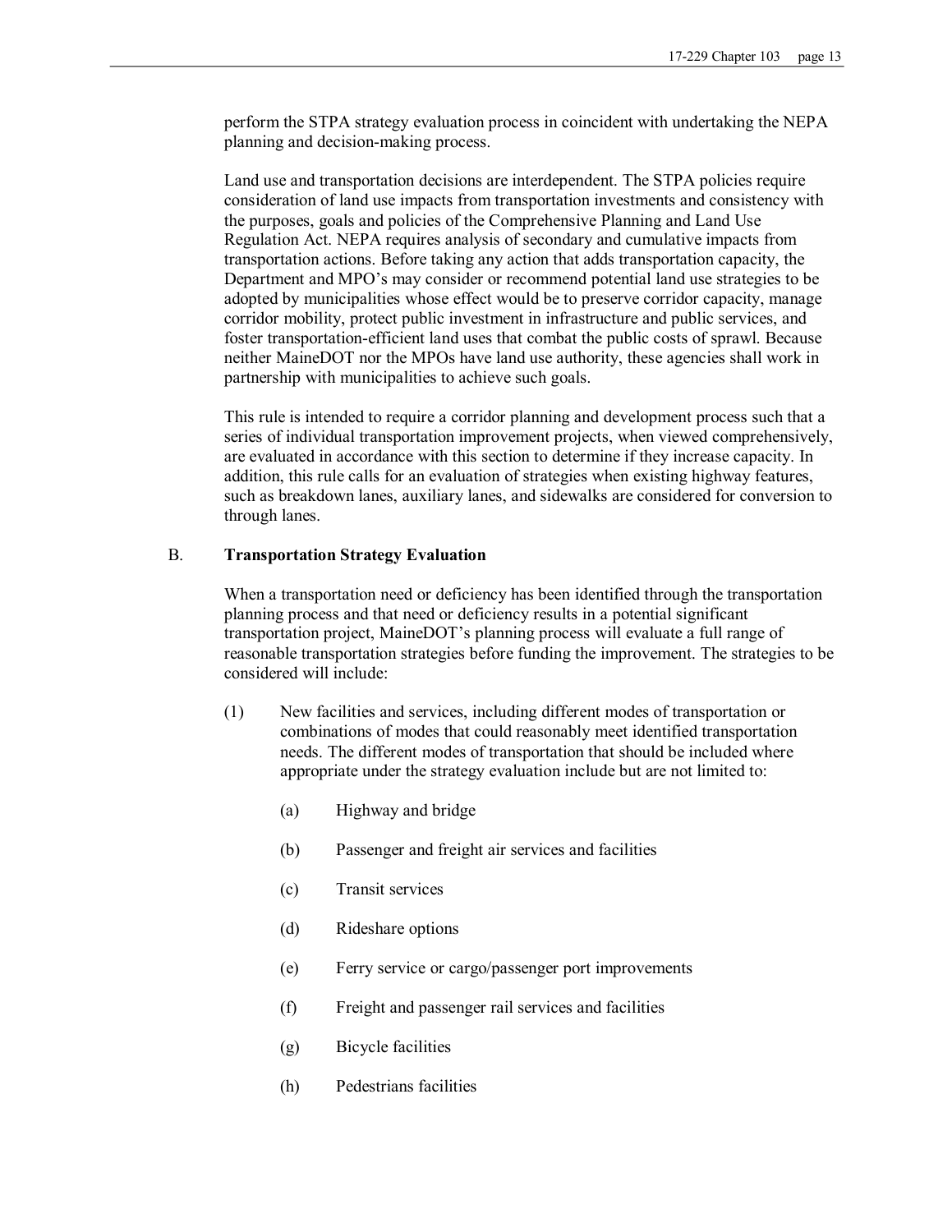perform the STPA strategy evaluation process in coincident with undertaking the NEPA planning and decision-making process.

Land use and transportation decisions are interdependent. The STPA policies require consideration of land use impacts from transportation investments and consistency with the purposes, goals and policies of the Comprehensive Planning and Land Use Regulation Act. NEPA requires analysis of secondary and cumulative impacts from transportation actions. Before taking any action that adds transportation capacity, the Department and MPO's may consider or recommend potential land use strategies to be adopted by municipalities whose effect would be to preserve corridor capacity, manage corridor mobility, protect public investment in infrastructure and public services, and foster transportation-efficient land uses that combat the public costs of sprawl. Because neither MaineDOT nor the MPOs have land use authority, these agencies shall work in partnership with municipalities to achieve such goals.

This rule is intended to require a corridor planning and development process such that a series of individual transportation improvement projects, when viewed comprehensively, are evaluated in accordance with this section to determine if they increase capacity. In addition, this rule calls for an evaluation of strategies when existing highway features, such as breakdown lanes, auxiliary lanes, and sidewalks are considered for conversion to through lanes.

B. **Transportation Strategy Evaluation**

When a transportation need or deficiency has been identified through the transportation planning process and that need or deficiency results in a potential significant transportation project, MaineDOT's planning process will evaluate a full range of reasonable transportation strategies before funding the improvement. The strategies to be considered will include:

(1) New facilities and services, including different modes of transportation or combinations of modes that could reasonably meet identified transportation needs. The different modes of transportation that should be included where appropriate under the strategy evaluation include but are not limited to:

(a) Highway and bridge

(b) Passenger and freight air services and facilities

(c) Transit services

(d) Rideshare options

(e) Ferry service or cargo/passenger port improvements

(f) Freight and passenger rail services and facilities

(g) Bicycle facilities

(h) Pedestrians facilities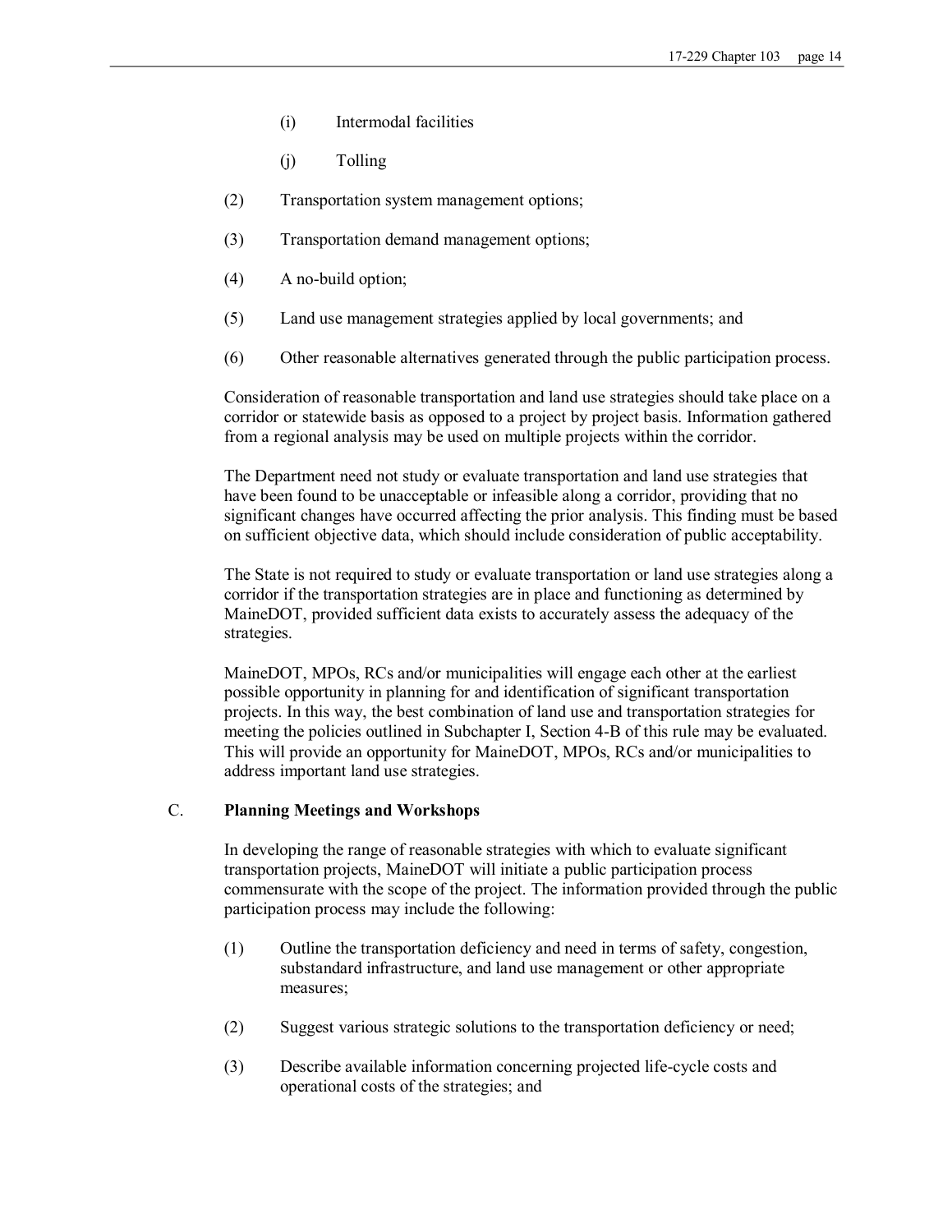(i) Intermodal facilities

(j) Tolling

(2) Transportation system management options;

(3) Transportation demand management options;

(4) A no-build option;

(5) Land use management strategies applied by local governments; and

(6) Other reasonable alternatives generated through the public participation process.

Consideration of reasonable transportation and land use strategies should take place on a corridor or statewide basis as opposed to a project by project basis. Information gathered from a regional analysis may be used on multiple projects within the corridor.

The Department need not study or evaluate transportation and land use strategies that have been found to be unacceptable or infeasible along a corridor, providing that no significant changes have occurred affecting the prior analysis. This finding must be based on sufficient objective data, which should include consideration of public acceptability.

The State is not required to study or evaluate transportation or land use strategies along a corridor if the transportation strategies are in place and functioning as determined by MaineDOT, provided sufficient data exists to accurately assess the adequacy of the strategies.

MaineDOT, MPOs, RCs and/or municipalities will engage each other at the earliest possible opportunity in planning for and identification of significant transportation projects. In this way, the best combination of land use and transportation strategies for meeting the policies outlined in Subchapter I, Section 4-B of this rule may be evaluated. This will provide an opportunity for MaineDOT, MPOs, RCs and/or municipalities to address important land use strategies.

C. **Planning Meetings and Workshops**

In developing the range of reasonable strategies with which to evaluate significant transportation projects, MaineDOT will initiate a public participation process commensurate with the scope of the project. The information provided through the public participation process may include the following:

(1) Outline the transportation deficiency and need in terms of safety, congestion, substandard infrastructure, and land use management or other appropriate measures;

(2) Suggest various strategic solutions to the transportation deficiency or need;

(3) Describe available information concerning projected life-cycle costs and operational costs of the strategies; and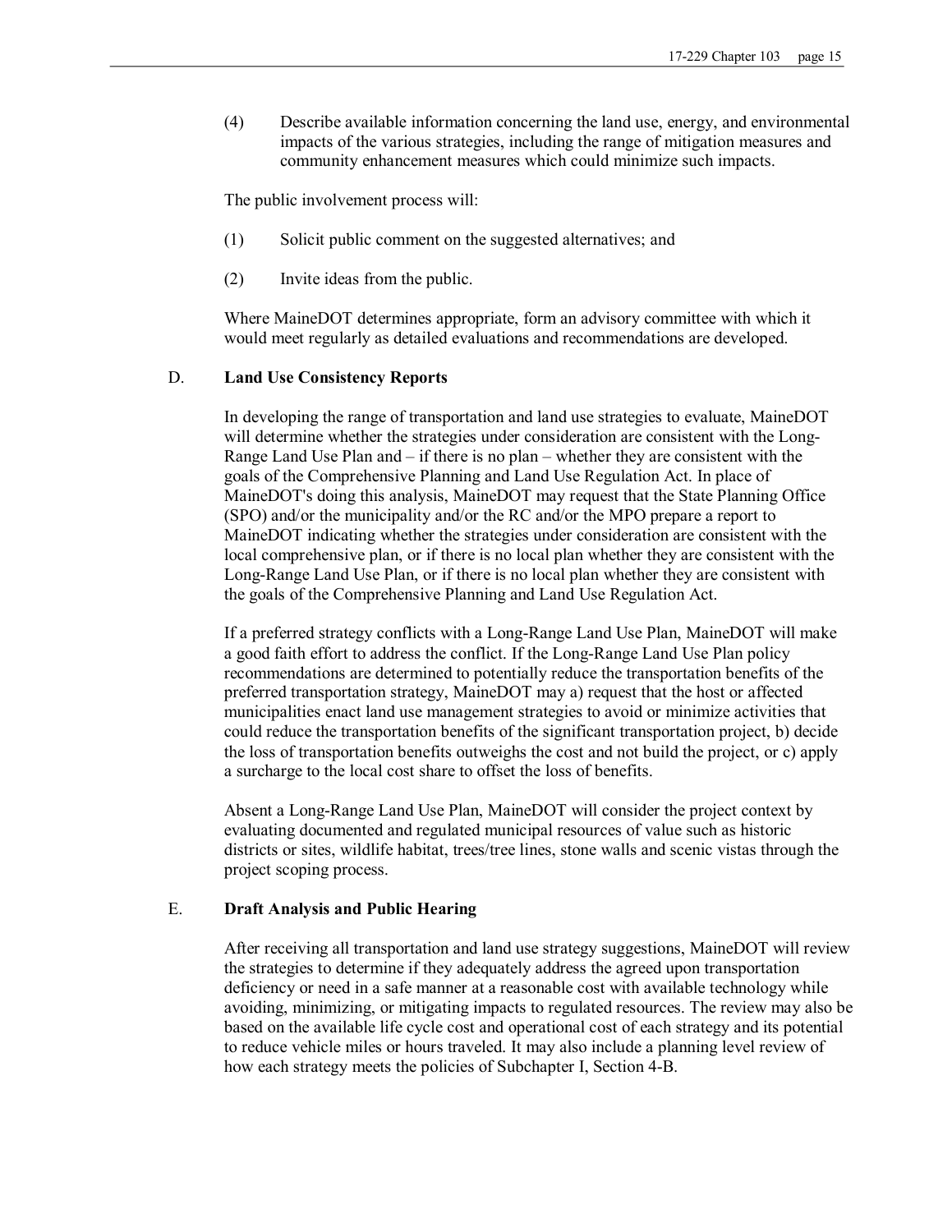(4) Describe available information concerning the land use, energy, and environmental impacts of the various strategies, including the range of mitigation measures and community enhancement measures which could minimize such impacts.

The public involvement process will:

(1) Solicit public comment on the suggested alternatives; and

(2) Invite ideas from the public.

Where MaineDOT determines appropriate, form an advisory committee with which it would meet regularly as detailed evaluations and recommendations are developed.

D. **Land Use Consistency Reports**

In developing the range of transportation and land use strategies to evaluate, MaineDOT will determine whether the strategies under consideration are consistent with the Long-Range Land Use Plan and – if there is no plan – whether they are consistent with the goals of the Comprehensive Planning and Land Use Regulation Act. In place of MaineDOT's doing this analysis, MaineDOT may request that the State Planning Office (SPO) and/or the municipality and/or the RC and/or the MPO prepare a report to MaineDOT indicating whether the strategies under consideration are consistent with the local comprehensive plan, or if there is no local plan whether they are consistent with the Long-Range Land Use Plan, or if there is no local plan whether they are consistent with the goals of the Comprehensive Planning and Land Use Regulation Act.

If a preferred strategy conflicts with a Long-Range Land Use Plan, MaineDOT will make a good faith effort to address the conflict. If the Long-Range Land Use Plan policy recommendations are determined to potentially reduce the transportation benefits of the preferred transportation strategy, MaineDOT may a) request that the host or affected municipalities enact land use management strategies to avoid or minimize activities that could reduce the transportation benefits of the significant transportation project, b) decide the loss of transportation benefits outweighs the cost and not build the project, or c) apply a surcharge to the local cost share to offset the loss of benefits.

Absent a Long-Range Land Use Plan, MaineDOT will consider the project context by evaluating documented and regulated municipal resources of value such as historic districts or sites, wildlife habitat, trees/tree lines, stone walls and scenic vistas through the project scoping process.

E. **Draft Analysis and Public Hearing**

After receiving all transportation and land use strategy suggestions, MaineDOT will review the strategies to determine if they adequately address the agreed upon transportation deficiency or need in a safe manner at a reasonable cost with available technology while avoiding, minimizing, or mitigating impacts to regulated resources. The review may also be based on the available life cycle cost and operational cost of each strategy and its potential to reduce vehicle miles or hours traveled. It may also include a planning level review of how each strategy meets the policies of Subchapter I, Section 4-B.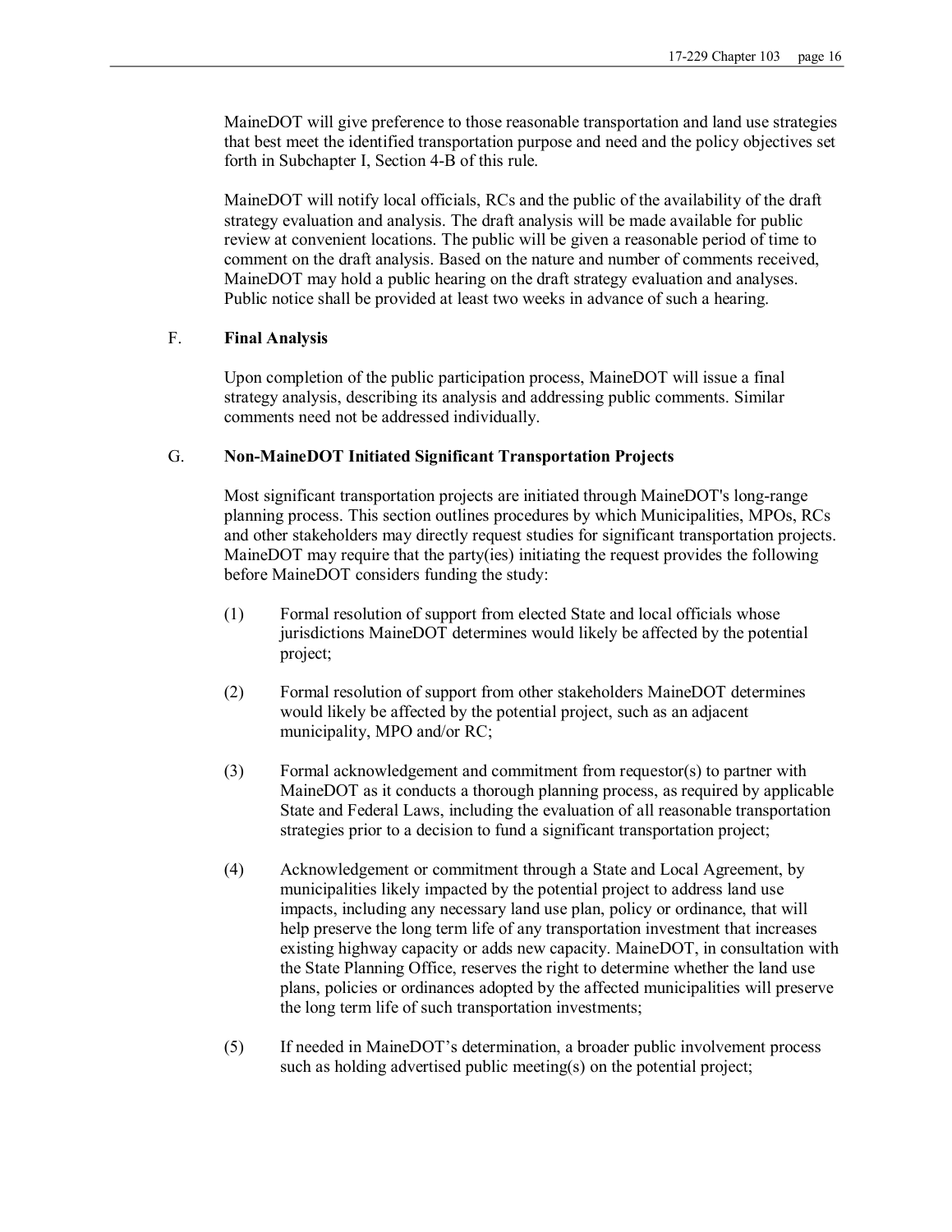MaineDOT will give preference to those reasonable transportation and land use strategies that best meet the identified transportation purpose and need and the policy objectives set forth in Subchapter I, Section 4-B of this rule.

MaineDOT will notify local officials, RCs and the public of the availability of the draft strategy evaluation and analysis. The draft analysis will be made available for public review at convenient locations. The public will be given a reasonable period of time to comment on the draft analysis. Based on the nature and number of comments received, MaineDOT may hold a public hearing on the draft strategy evaluation and analyses. Public notice shall be provided at least two weeks in advance of such a hearing.

F. **Final Analysis**

Upon completion of the public participation process, MaineDOT will issue a final strategy analysis, describing its analysis and addressing public comments. Similar comments need not be addressed individually.

G. **Non-MaineDOT Initiated Significant Transportation Projects**

Most significant transportation projects are initiated through MaineDOT's long-range planning process. This section outlines procedures by which Municipalities, MPOs, RCs and other stakeholders may directly request studies for significant transportation projects. MaineDOT may require that the party(ies) initiating the request provides the following before MaineDOT considers funding the study:

(1) Formal resolution of support from elected State and local officials whose jurisdictions MaineDOT determines would likely be affected by the potential project;

(2) Formal resolution of support from other stakeholders MaineDOT determines would likely be affected by the potential project, such as an adjacent municipality, MPO and/or RC;

(3) Formal acknowledgement and commitment from requestor(s) to partner with MaineDOT as it conducts a thorough planning process, as required by applicable State and Federal Laws, including the evaluation of all reasonable transportation strategies prior to a decision to fund a significant transportation project;

(4) Acknowledgement or commitment through a State and Local Agreement, by municipalities likely impacted by the potential project to address land use impacts, including any necessary land use plan, policy or ordinance, that will help preserve the long term life of any transportation investment that increases existing highway capacity or adds new capacity. MaineDOT, in consultation with the State Planning Office, reserves the right to determine whether the land use plans, policies or ordinances adopted by the affected municipalities will preserve the long term life of such transportation investments;

(5) If needed in MaineDOT's determination, a broader public involvement process such as holding advertised public meeting(s) on the potential project;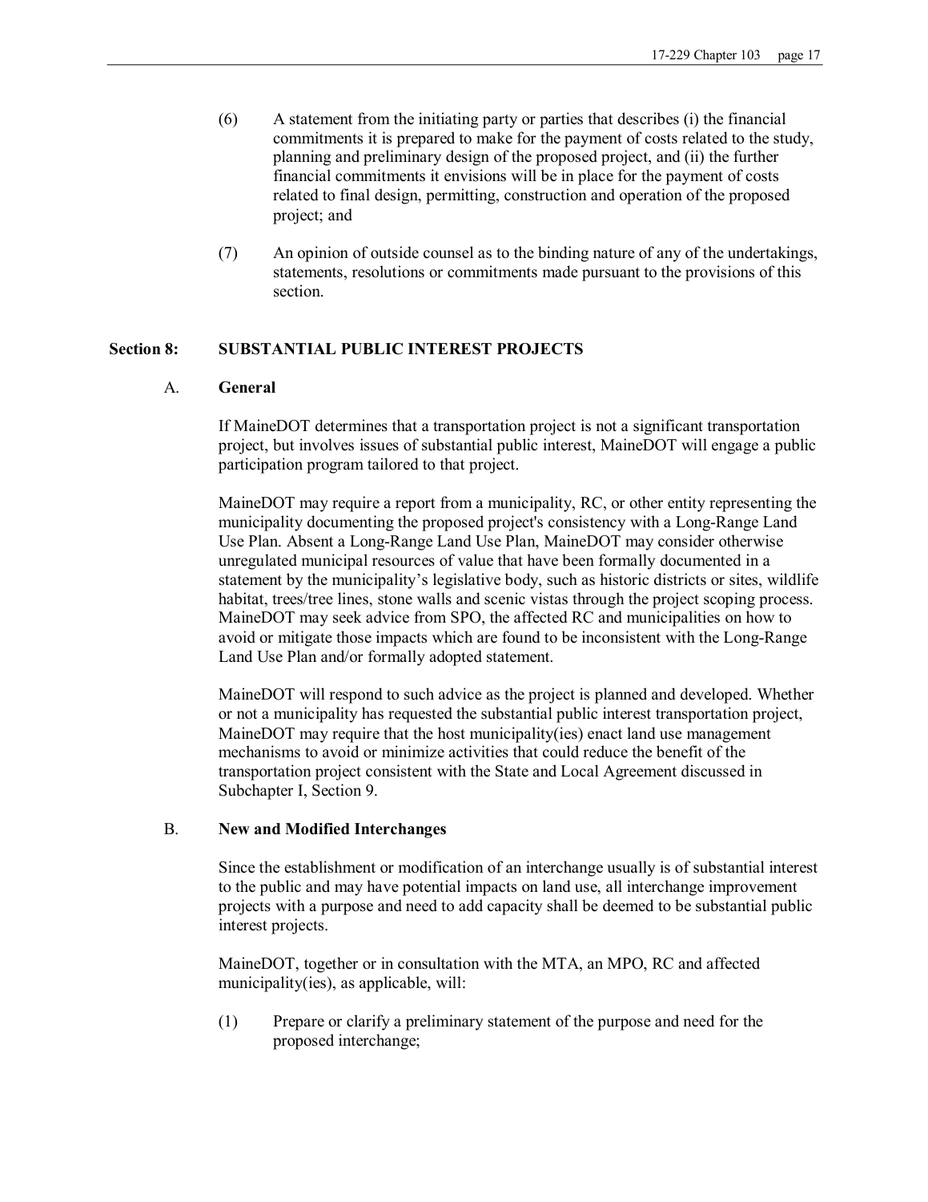(6) A statement from the initiating party or parties that describes (i) the financial commitments it is prepared to make for the payment of costs related to the study, planning and preliminary design of the proposed project, and (ii) the further financial commitments it envisions will be in place for the payment of costs related to final design, permitting, construction and operation of the proposed project; and

(7) An opinion of outside counsel as to the binding nature of any of the undertakings, statements, resolutions or commitments made pursuant to the provisions of this section.

## Section 8: SUBSTANTIAL PUBLIC INTEREST PROJECTS

### A. General

If MaineDOT determines that a transportation project is not a significant transportation project, but involves issues of substantial public interest, MaineDOT will engage a public participation program tailored to that project.

MaineDOT may require a report from a municipality, RC, or other entity representing the municipality documenting the proposed project's consistency with a Long-Range Land Use Plan. Absent a Long-Range Land Use Plan, MaineDOT may consider otherwise unregulated municipal resources of value that have been formally documented in a statement by the municipality's legislative body, such as historic districts or sites, wildlife habitat, trees/tree lines, stone walls and scenic vistas through the project scoping process. MaineDOT may seek advice from SPO, the affected RC and municipalities on how to avoid or mitigate those impacts which are found to be inconsistent with the Long-Range Land Use Plan and/or formally adopted statement.

MaineDOT will respond to such advice as the project is planned and developed. Whether or not a municipality has requested the substantial public interest transportation project, MaineDOT may require that the host municipality(ies) enact land use management mechanisms to avoid or minimize activities that could reduce the benefit of the transportation project consistent with the State and Local Agreement discussed in Subchapter I, Section 9.

### B. New and Modified Interchanges

Since the establishment or modification of an interchange usually is of substantial interest to the public and may have potential impacts on land use, all interchange improvement projects with a purpose and need to add capacity shall be deemed to be substantial public interest projects.

MaineDOT, together or in consultation with the MTA, an MPO, RC and affected municipality(ies), as applicable, will:

(1) Prepare or clarify a preliminary statement of the purpose and need for the proposed interchange;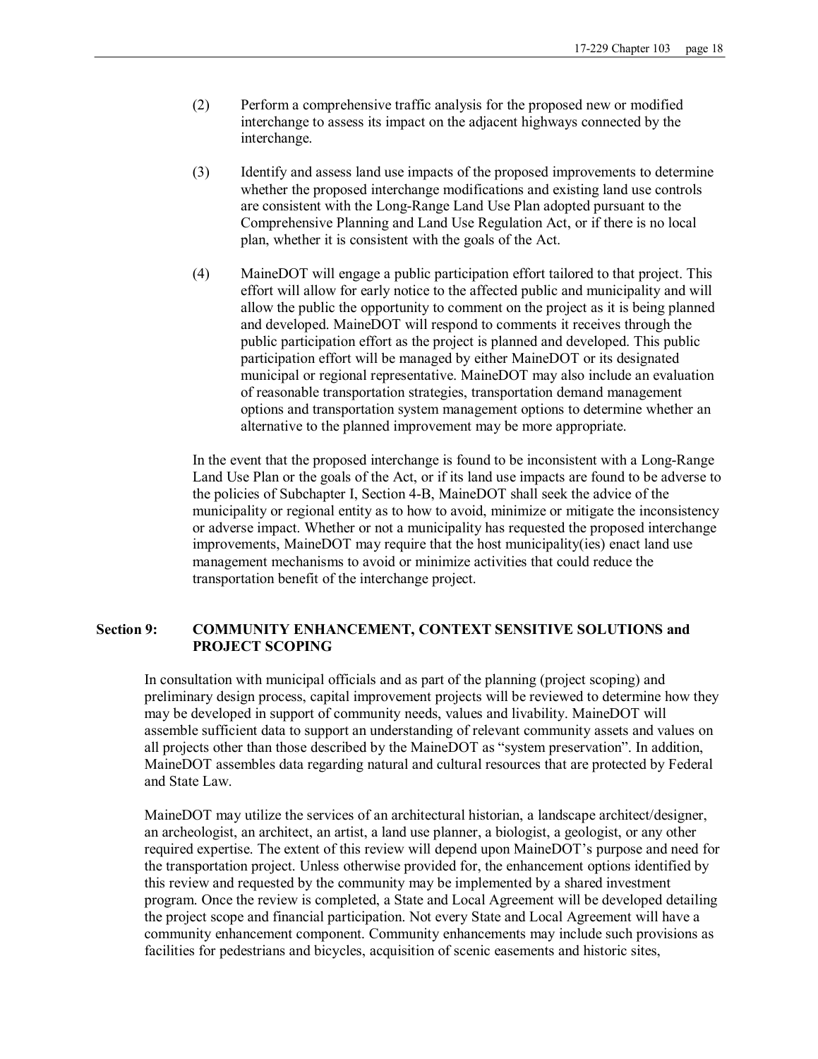(2) Perform a comprehensive traffic analysis for the proposed new or modified interchange to assess its impact on the adjacent highways connected by the interchange.

(3) Identify and assess land use impacts of the proposed improvements to determine whether the proposed interchange modifications and existing land use controls are consistent with the Long-Range Land Use Plan adopted pursuant to the Comprehensive Planning and Land Use Regulation Act, or if there is no local plan, whether it is consistent with the goals of the Act.

(4) MaineDOT will engage a public participation effort tailored to that project. This effort will allow for early notice to the affected public and municipality and will allow the public the opportunity to comment on the project as it is being planned and developed. MaineDOT will respond to comments it receives through the public participation effort as the project is planned and developed. This public participation effort will be managed by either MaineDOT or its designated municipal or regional representative. MaineDOT may also include an evaluation of reasonable transportation strategies, transportation demand management options and transportation system management options to determine whether an alternative to the planned improvement may be more appropriate.

In the event that the proposed interchange is found to be inconsistent with a Long-Range Land Use Plan or the goals of the Act, or if its land use impacts are found to be adverse to the policies of Subchapter I, Section 4-B, MaineDOT shall seek the advice of the municipality or regional entity as to how to avoid, minimize or mitigate the inconsistency or adverse impact. Whether or not a municipality has requested the proposed interchange improvements, MaineDOT may require that the host municipality(ies) enact land use management mechanisms to avoid or minimize activities that could reduce the transportation benefit of the interchange project.

## Section 9: COMMUNITY ENHANCEMENT, CONTEXT SENSITIVE SOLUTIONS and PROJECT SCOPING

In consultation with municipal officials and as part of the planning (project scoping) and preliminary design process, capital improvement projects will be reviewed to determine how they may be developed in support of community needs, values and livability. MaineDOT will assemble sufficient data to support an understanding of relevant community assets and values on all projects other than those described by the MaineDOT as "system preservation". In addition, MaineDOT assembles data regarding natural and cultural resources that are protected by Federal and State Law.

MaineDOT may utilize the services of an architectural historian, a landscape architect/designer, an archeologist, an architect, an artist, a land use planner, a biologist, a geologist, or any other required expertise. The extent of this review will depend upon MaineDOT's purpose and need for the transportation project. Unless otherwise provided for, the enhancement options identified by this review and requested by the community may be implemented by a shared investment program. Once the review is completed, a State and Local Agreement will be developed detailing the project scope and financial participation. Not every State and Local Agreement will have a community enhancement component. Community enhancements may include such provisions as facilities for pedestrians and bicycles, acquisition of scenic easements and historic sites,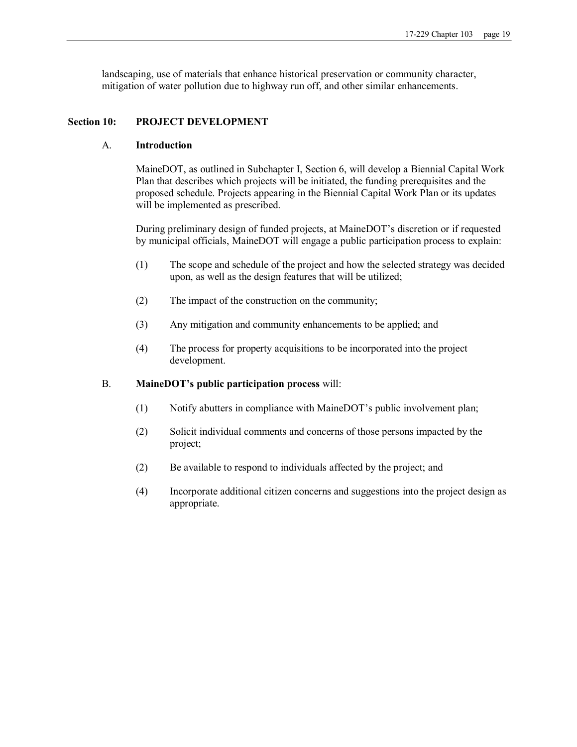landscaping, use of materials that enhance historical preservation or community character, mitigation of water pollution due to highway run off, and other similar enhancements.

## Section 10: PROJECT DEVELOPMENT

### A. Introduction

MaineDOT, as outlined in Subchapter I, Section 6, will develop a Biennial Capital Work Plan that describes which projects will be initiated, the funding prerequisites and the proposed schedule. Projects appearing in the Biennial Capital Work Plan or its updates will be implemented as prescribed.

During preliminary design of funded projects, at MaineDOT's discretion or if requested by municipal officials, MaineDOT will engage a public participation process to explain:

(1) The scope and schedule of the project and how the selected strategy was decided upon, as well as the design features that will be utilized;

(2) The impact of the construction on the community;

(3) Any mitigation and community enhancements to be applied; and

(4) The process for property acquisitions to be incorporated into the project development.

### B. **MaineDOT's public participation process** will:

(1) Notify abutters in compliance with MaineDOT's public involvement plan;

(2) Solicit individual comments and concerns of those persons impacted by the project;

(2) Be available to respond to individuals affected by the project; and

(4) Incorporate additional citizen concerns and suggestions into the project design as appropriate.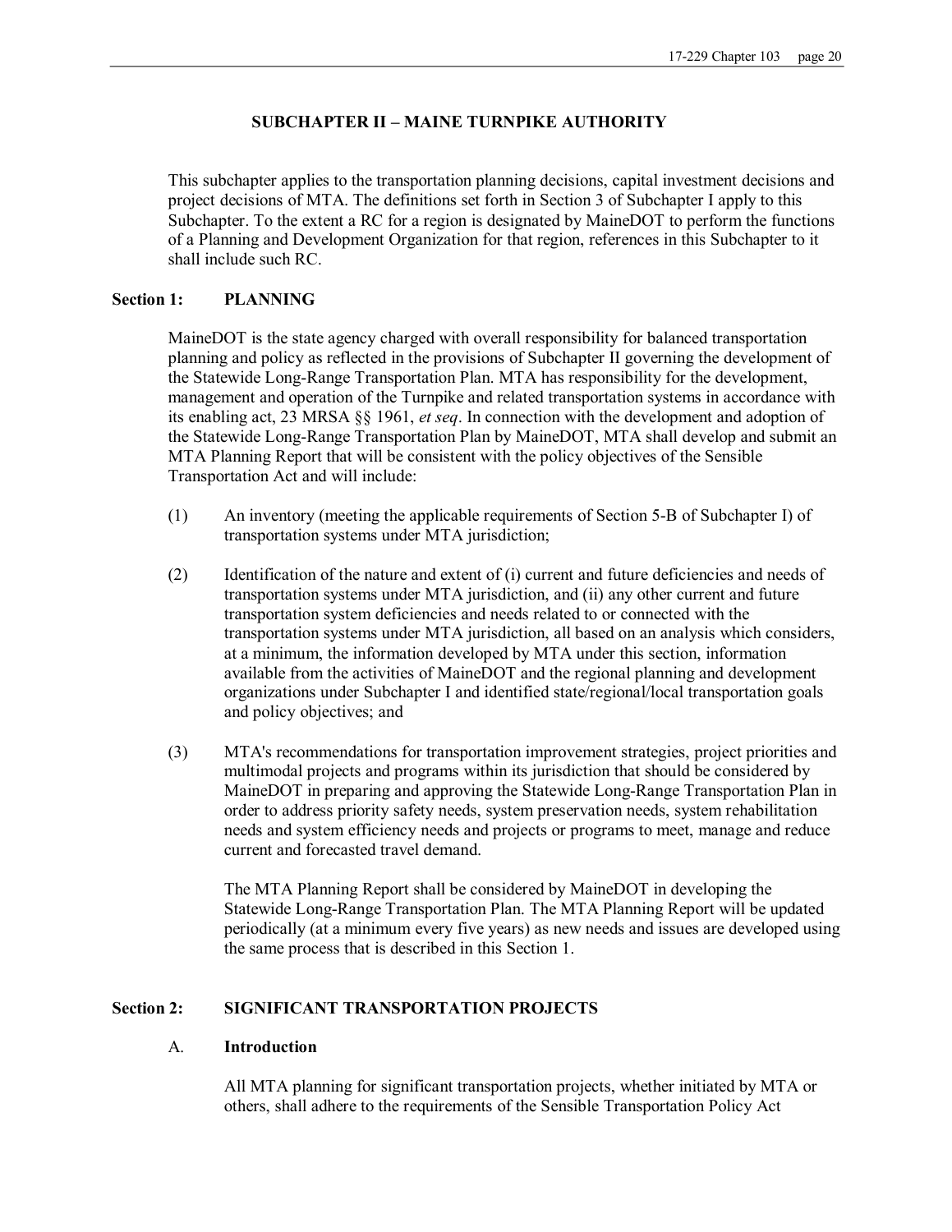## SUBCHAPTER II – MAINE TURNPIKE AUTHORITY

This subchapter applies to the transportation planning decisions, capital investment decisions and project decisions of MTA. The definitions set forth in Section 3 of Subchapter I apply to this Subchapter. To the extent a RC for a region is designated by MaineDOT to perform the functions of a Planning and Development Organization for that region, references in this Subchapter to it shall include such RC.

### Section 1: PLANNING

MaineDOT is the state agency charged with overall responsibility for balanced transportation planning and policy as reflected in the provisions of Subchapter II governing the development of the Statewide Long-Range Transportation Plan. MTA has responsibility for the development, management and operation of the Turnpike and related transportation systems in accordance with its enabling act, 23 MRSA §§ 1961, *et seq*. In connection with the development and adoption of the Statewide Long-Range Transportation Plan by MaineDOT, MTA shall develop and submit an MTA Planning Report that will be consistent with the policy objectives of the Sensible Transportation Act and will include:

(1) An inventory (meeting the applicable requirements of Section 5-B of Subchapter I) of transportation systems under MTA jurisdiction;

(2) Identification of the nature and extent of (i) current and future deficiencies and needs of transportation systems under MTA jurisdiction, and (ii) any other current and future transportation system deficiencies and needs related to or connected with the transportation systems under MTA jurisdiction, all based on an analysis which considers, at a minimum, the information developed by MTA under this section, information available from the activities of MaineDOT and the regional planning and development organizations under Subchapter I and identified state/regional/local transportation goals and policy objectives; and

(3) MTA's recommendations for transportation improvement strategies, project priorities and multimodal projects and programs within its jurisdiction that should be considered by MaineDOT in preparing and approving the Statewide Long-Range Transportation Plan in order to address priority safety needs, system preservation needs, system rehabilitation needs and system efficiency needs and projects or programs to meet, manage and reduce current and forecasted travel demand.

The MTA Planning Report shall be considered by MaineDOT in developing the Statewide Long-Range Transportation Plan. The MTA Planning Report will be updated periodically (at a minimum every five years) as new needs and issues are developed using the same process that is described in this Section 1.

### Section 2: SIGNIFICANT TRANSPORTATION PROJECTS

#### A. Introduction

All MTA planning for significant transportation projects, whether initiated by MTA or others, shall adhere to the requirements of the Sensible Transportation Policy Act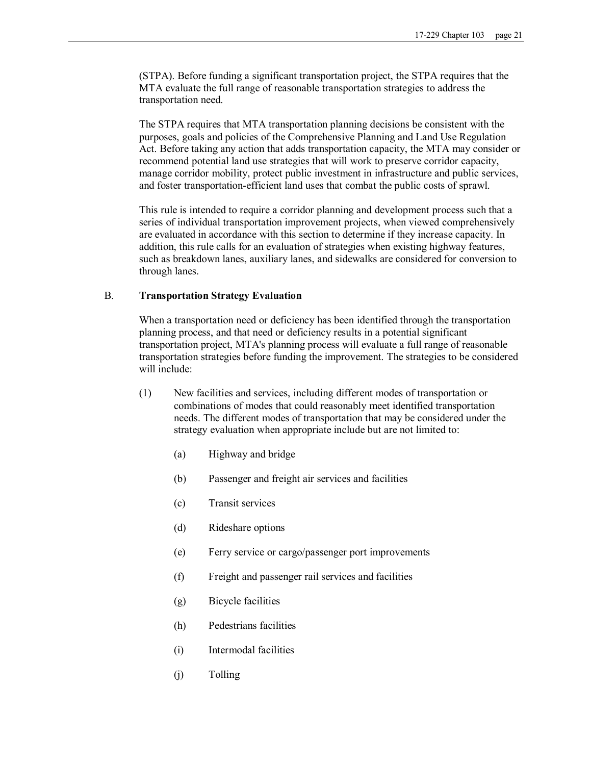(STPA). Before funding a significant transportation project, the STPA requires that the MTA evaluate the full range of reasonable transportation strategies to address the transportation need.

The STPA requires that MTA transportation planning decisions be consistent with the purposes, goals and policies of the Comprehensive Planning and Land Use Regulation Act. Before taking any action that adds transportation capacity, the MTA may consider or recommend potential land use strategies that will work to preserve corridor capacity, manage corridor mobility, protect public investment in infrastructure and public services, and foster transportation-efficient land uses that combat the public costs of sprawl.

This rule is intended to require a corridor planning and development process such that a series of individual transportation improvement projects, when viewed comprehensively are evaluated in accordance with this section to determine if they increase capacity. In addition, this rule calls for an evaluation of strategies when existing highway features, such as breakdown lanes, auxiliary lanes, and sidewalks are considered for conversion to through lanes.

B. **Transportation Strategy Evaluation**

When a transportation need or deficiency has been identified through the transportation planning process, and that need or deficiency results in a potential significant transportation project, MTA's planning process will evaluate a full range of reasonable transportation strategies before funding the improvement. The strategies to be considered will include:

(1) New facilities and services, including different modes of transportation or combinations of modes that could reasonably meet identified transportation needs. The different modes of transportation that may be considered under the strategy evaluation when appropriate include but are not limited to:

(a) Highway and bridge

(b) Passenger and freight air services and facilities

(c) Transit services

(d) Rideshare options

(e) Ferry service or cargo/passenger port improvements

(f) Freight and passenger rail services and facilities

(g) Bicycle facilities

(h) Pedestrians facilities

(i) Intermodal facilities

(j) Tolling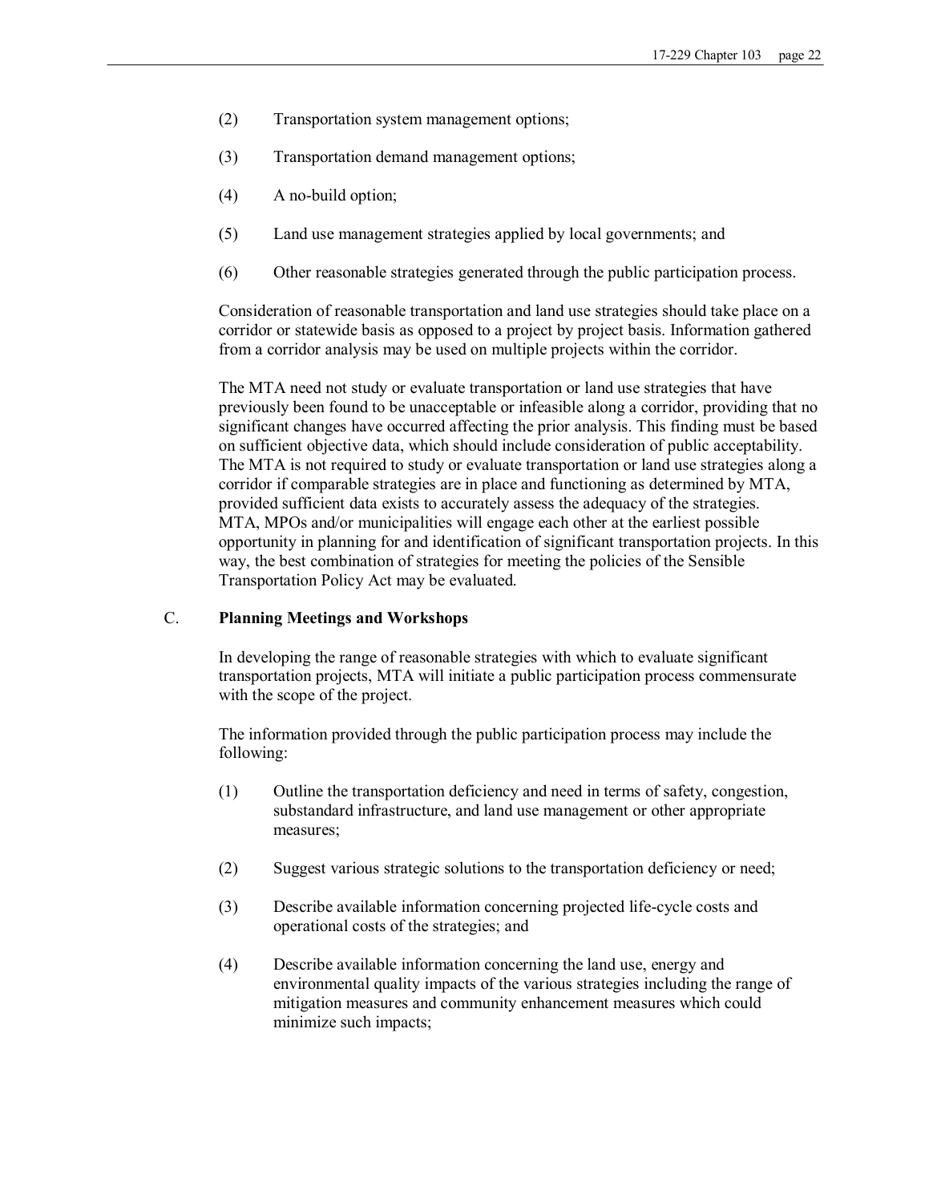(2) Transportation system management options;

(3) Transportation demand management options;

(4) A no-build option;

(5) Land use management strategies applied by local governments; and

(6) Other reasonable strategies generated through the public participation process.

Consideration of reasonable transportation and land use strategies should take place on a corridor or statewide basis as opposed to a project by project basis. Information gathered from a corridor analysis may be used on multiple projects within the corridor.

The MTA need not study or evaluate transportation or land use strategies that have previously been found to be unacceptable or infeasible along a corridor, providing that no significant changes have occurred affecting the prior analysis. This finding must be based on sufficient objective data, which should include consideration of public acceptability. The MTA is not required to study or evaluate transportation or land use strategies along a corridor if comparable strategies are in place and functioning as determined by MTA, provided sufficient data exists to accurately assess the adequacy of the strategies. MTA, MPOs and/or municipalities will engage each other at the earliest possible opportunity in planning for and identification of significant transportation projects. In this way, the best combination of strategies for meeting the policies of the Sensible Transportation Policy Act may be evaluated.

C. **Planning Meetings and Workshops**

In developing the range of reasonable strategies with which to evaluate significant transportation projects, MTA will initiate a public participation process commensurate with the scope of the project.

The information provided through the public participation process may include the following:

(1) Outline the transportation deficiency and need in terms of safety, congestion, substandard infrastructure, and land use management or other appropriate measures;

(2) Suggest various strategic solutions to the transportation deficiency or need;

(3) Describe available information concerning projected life-cycle costs and operational costs of the strategies; and

(4) Describe available information concerning the land use, energy and environmental quality impacts of the various strategies including the range of mitigation measures and community enhancement measures which could minimize such impacts;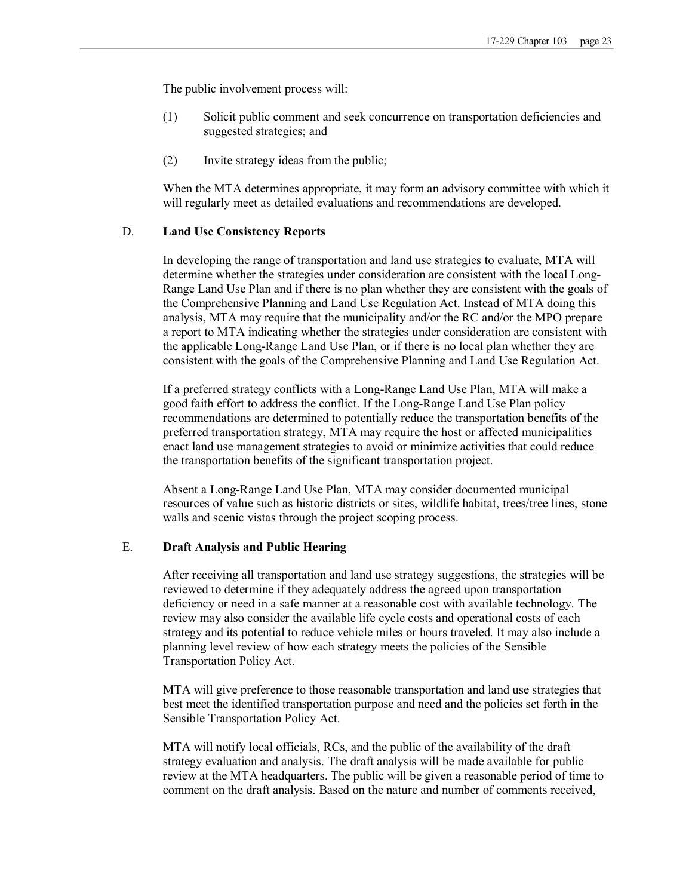The public involvement process will:

(1) Solicit public comment and seek concurrence on transportation deficiencies and suggested strategies; and

(2) Invite strategy ideas from the public;

When the MTA determines appropriate, it may form an advisory committee with which it will regularly meet as detailed evaluations and recommendations are developed.

D. **Land Use Consistency Reports**

In developing the range of transportation and land use strategies to evaluate, MTA will determine whether the strategies under consideration are consistent with the local Long-Range Land Use Plan and if there is no plan whether they are consistent with the goals of the Comprehensive Planning and Land Use Regulation Act. Instead of MTA doing this analysis, MTA may require that the municipality and/or the RC and/or the MPO prepare a report to MTA indicating whether the strategies under consideration are consistent with the applicable Long-Range Land Use Plan, or if there is no local plan whether they are consistent with the goals of the Comprehensive Planning and Land Use Regulation Act.

If a preferred strategy conflicts with a Long-Range Land Use Plan, MTA will make a good faith effort to address the conflict. If the Long-Range Land Use Plan policy recommendations are determined to potentially reduce the transportation benefits of the preferred transportation strategy, MTA may require the host or affected municipalities enact land use management strategies to avoid or minimize activities that could reduce the transportation benefits of the significant transportation project.

Absent a Long-Range Land Use Plan, MTA may consider documented municipal resources of value such as historic districts or sites, wildlife habitat, trees/tree lines, stone walls and scenic vistas through the project scoping process.

E. **Draft Analysis and Public Hearing**

After receiving all transportation and land use strategy suggestions, the strategies will be reviewed to determine if they adequately address the agreed upon transportation deficiency or need in a safe manner at a reasonable cost with available technology. The review may also consider the available life cycle costs and operational costs of each strategy and its potential to reduce vehicle miles or hours traveled. It may also include a planning level review of how each strategy meets the policies of the Sensible Transportation Policy Act.

MTA will give preference to those reasonable transportation and land use strategies that best meet the identified transportation purpose and need and the policies set forth in the Sensible Transportation Policy Act.

MTA will notify local officials, RCs, and the public of the availability of the draft strategy evaluation and analysis. The draft analysis will be made available for public review at the MTA headquarters. The public will be given a reasonable period of time to comment on the draft analysis. Based on the nature and number of comments received,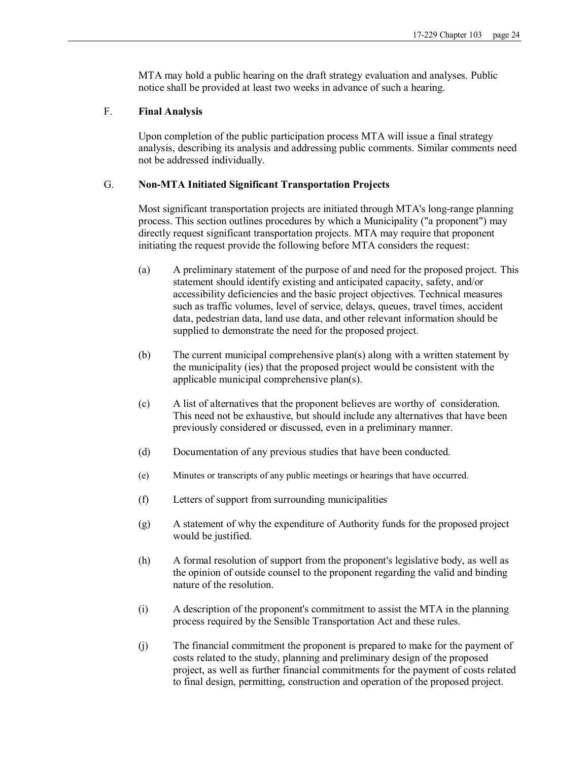MTA may hold a public hearing on the draft strategy evaluation and analyses. Public notice shall be provided at least two weeks in advance of such a hearing.

### F. **Final Analysis**

Upon completion of the public participation process MTA will issue a final strategy analysis, describing its analysis and addressing public comments. Similar comments need not be addressed individually.

### G. **Non-MTA Initiated Significant Transportation Projects**

Most significant transportation projects are initiated through MTA's long-range planning process. This section outlines procedures by which a Municipality ("a proponent") may directly request significant transportation projects. MTA may require that proponent initiating the request provide the following before MTA considers the request:

(a) A preliminary statement of the purpose of and need for the proposed project. This statement should identify existing and anticipated capacity, safety, and/or accessibility deficiencies and the basic project objectives. Technical measures such as traffic volumes, level of service, delays, queues, travel times, accident data, pedestrian data, land use data, and other relevant information should be supplied to demonstrate the need for the proposed project.

(b) The current municipal comprehensive plan(s) along with a written statement by the municipality (ies) that the proposed project would be consistent with the applicable municipal comprehensive plan(s).

(c) A list of alternatives that the proponent believes are worthy of consideration. This need not be exhaustive, but should include any alternatives that have been previously considered or discussed, even in a preliminary manner.

(d) Documentation of any previous studies that have been conducted.

(e) Minutes or transcripts of any public meetings or hearings that have occurred.

(f) Letters of support from surrounding municipalities

(g) A statement of why the expenditure of Authority funds for the proposed project would be justified.

(h) A formal resolution of support from the proponent's legislative body, as well as the opinion of outside counsel to the proponent regarding the valid and binding nature of the resolution.

(i) A description of the proponent's commitment to assist the MTA in the planning process required by the Sensible Transportation Act and these rules.

(j) The financial commitment the proponent is prepared to make for the payment of costs related to the study, planning and preliminary design of the proposed project, as well as further financial commitments for the payment of costs related to final design, permitting, construction and operation of the proposed project.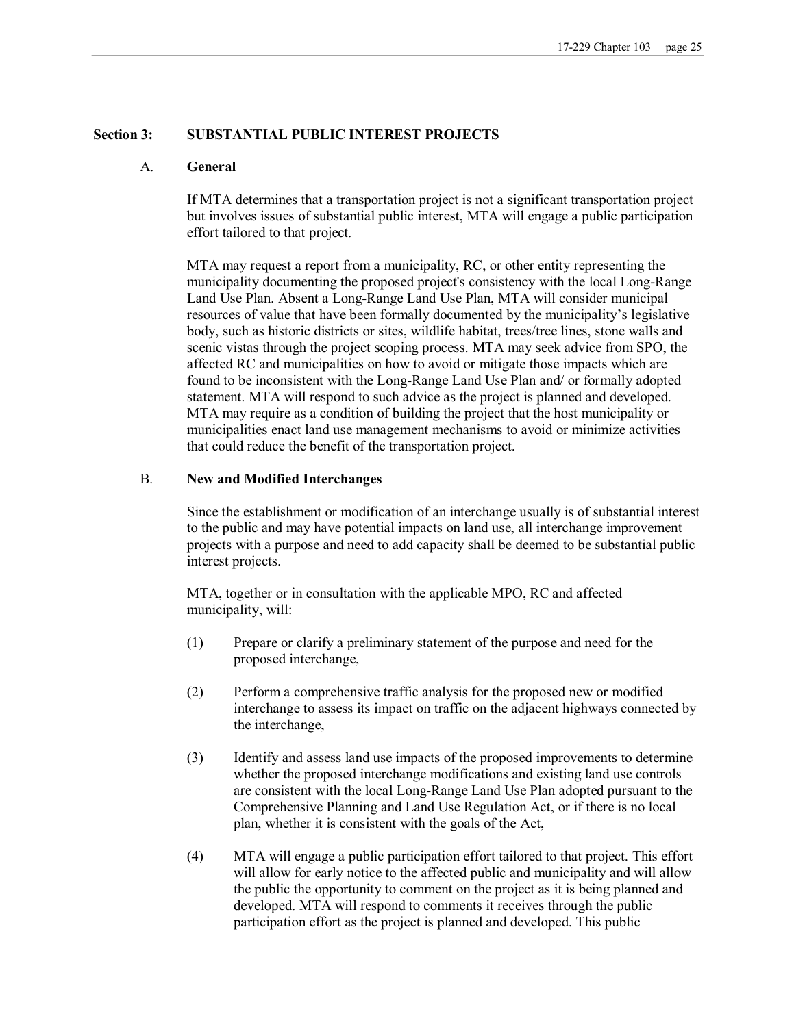## Section 3: SUBSTANTIAL PUBLIC INTEREST PROJECTS

### A. General

If MTA determines that a transportation project is not a significant transportation project but involves issues of substantial public interest, MTA will engage a public participation effort tailored to that project.

MTA may request a report from a municipality, RC, or other entity representing the municipality documenting the proposed project's consistency with the local Long-Range Land Use Plan. Absent a Long-Range Land Use Plan, MTA will consider municipal resources of value that have been formally documented by the municipality's legislative body, such as historic districts or sites, wildlife habitat, trees/tree lines, stone walls and scenic vistas through the project scoping process. MTA may seek advice from SPO, the affected RC and municipalities on how to avoid or mitigate those impacts which are found to be inconsistent with the Long-Range Land Use Plan and/ or formally adopted statement. MTA will respond to such advice as the project is planned and developed. MTA may require as a condition of building the project that the host municipality or municipalities enact land use management mechanisms to avoid or minimize activities that could reduce the benefit of the transportation project.

### B. New and Modified Interchanges

Since the establishment or modification of an interchange usually is of substantial interest to the public and may have potential impacts on land use, all interchange improvement projects with a purpose and need to add capacity shall be deemed to be substantial public interest projects.

MTA, together or in consultation with the applicable MPO, RC and affected municipality, will:

(1) Prepare or clarify a preliminary statement of the purpose and need for the proposed interchange,

(2) Perform a comprehensive traffic analysis for the proposed new or modified interchange to assess its impact on traffic on the adjacent highways connected by the interchange,

(3) Identify and assess land use impacts of the proposed improvements to determine whether the proposed interchange modifications and existing land use controls are consistent with the local Long-Range Land Use Plan adopted pursuant to the Comprehensive Planning and Land Use Regulation Act, or if there is no local plan, whether it is consistent with the goals of the Act,

(4) MTA will engage a public participation effort tailored to that project. This effort will allow for early notice to the affected public and municipality and will allow the public the opportunity to comment on the project as it is being planned and developed. MTA will respond to comments it receives through the public participation effort as the project is planned and developed. This public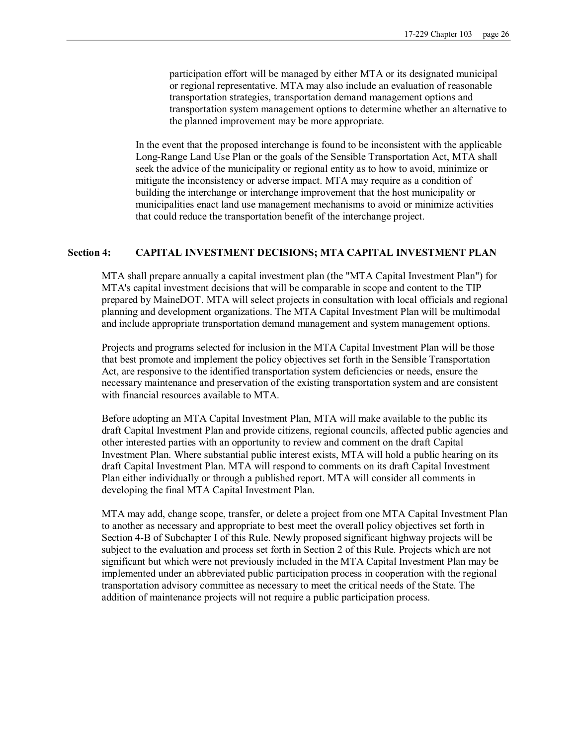participation effort will be managed by either MTA or its designated municipal or regional representative. MTA may also include an evaluation of reasonable transportation strategies, transportation demand management options and transportation system management options to determine whether an alternative to the planned improvement may be more appropriate.

In the event that the proposed interchange is found to be inconsistent with the applicable Long-Range Land Use Plan or the goals of the Sensible Transportation Act, MTA shall seek the advice of the municipality or regional entity as to how to avoid, minimize or mitigate the inconsistency or adverse impact. MTA may require as a condition of building the interchange or interchange improvement that the host municipality or municipalities enact land use management mechanisms to avoid or minimize activities that could reduce the transportation benefit of the interchange project.

## Section 4: CAPITAL INVESTMENT DECISIONS; MTA CAPITAL INVESTMENT PLAN

MTA shall prepare annually a capital investment plan (the "MTA Capital Investment Plan") for MTA's capital investment decisions that will be comparable in scope and content to the TIP prepared by MaineDOT. MTA will select projects in consultation with local officials and regional planning and development organizations. The MTA Capital Investment Plan will be multimodal and include appropriate transportation demand management and system management options.

Projects and programs selected for inclusion in the MTA Capital Investment Plan will be those that best promote and implement the policy objectives set forth in the Sensible Transportation Act, are responsive to the identified transportation system deficiencies or needs, ensure the necessary maintenance and preservation of the existing transportation system and are consistent with financial resources available to MTA.

Before adopting an MTA Capital Investment Plan, MTA will make available to the public its draft Capital Investment Plan and provide citizens, regional councils, affected public agencies and other interested parties with an opportunity to review and comment on the draft Capital Investment Plan. Where substantial public interest exists, MTA will hold a public hearing on its draft Capital Investment Plan. MTA will respond to comments on its draft Capital Investment Plan either individually or through a published report. MTA will consider all comments in developing the final MTA Capital Investment Plan.

MTA may add, change scope, transfer, or delete a project from one MTA Capital Investment Plan to another as necessary and appropriate to best meet the overall policy objectives set forth in Section 4-B of Subchapter I of this Rule. Newly proposed significant highway projects will be subject to the evaluation and process set forth in Section 2 of this Rule. Projects which are not significant but which were not previously included in the MTA Capital Investment Plan may be implemented under an abbreviated public participation process in cooperation with the regional transportation advisory committee as necessary to meet the critical needs of the State. The addition of maintenance projects will not require a public participation process.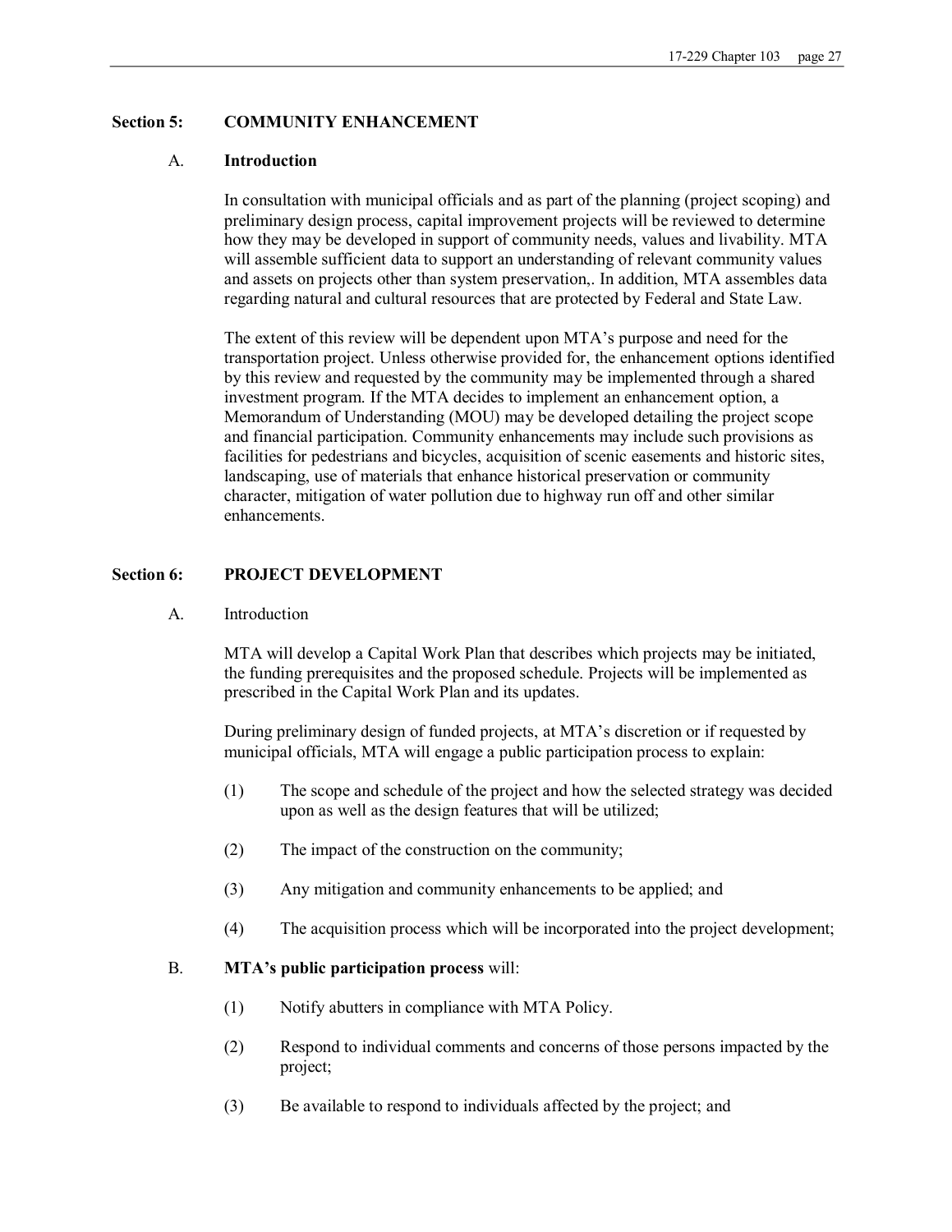## Section 5: COMMUNITY ENHANCEMENT

### A. Introduction

In consultation with municipal officials and as part of the planning (project scoping) and preliminary design process, capital improvement projects will be reviewed to determine how they may be developed in support of community needs, values and livability. MTA will assemble sufficient data to support an understanding of relevant community values and assets on projects other than system preservation,. In addition, MTA assembles data regarding natural and cultural resources that are protected by Federal and State Law.

The extent of this review will be dependent upon MTA's purpose and need for the transportation project. Unless otherwise provided for, the enhancement options identified by this review and requested by the community may be implemented through a shared investment program. If the MTA decides to implement an enhancement option, a Memorandum of Understanding (MOU) may be developed detailing the project scope and financial participation. Community enhancements may include such provisions as facilities for pedestrians and bicycles, acquisition of scenic easements and historic sites, landscaping, use of materials that enhance historical preservation or community character, mitigation of water pollution due to highway run off and other similar enhancements.

## Section 6: PROJECT DEVELOPMENT

### A. Introduction

MTA will develop a Capital Work Plan that describes which projects may be initiated, the funding prerequisites and the proposed schedule. Projects will be implemented as prescribed in the Capital Work Plan and its updates.

During preliminary design of funded projects, at MTA's discretion or if requested by municipal officials, MTA will engage a public participation process to explain:

(1) The scope and schedule of the project and how the selected strategy was decided upon as well as the design features that will be utilized;

(2) The impact of the construction on the community;

(3) Any mitigation and community enhancements to be applied; and

(4) The acquisition process which will be incorporated into the project development;

### B. **MTA's public participation process** will:

(1) Notify abutters in compliance with MTA Policy.

(2) Respond to individual comments and concerns of those persons impacted by the project;

(3) Be available to respond to individuals affected by the project; and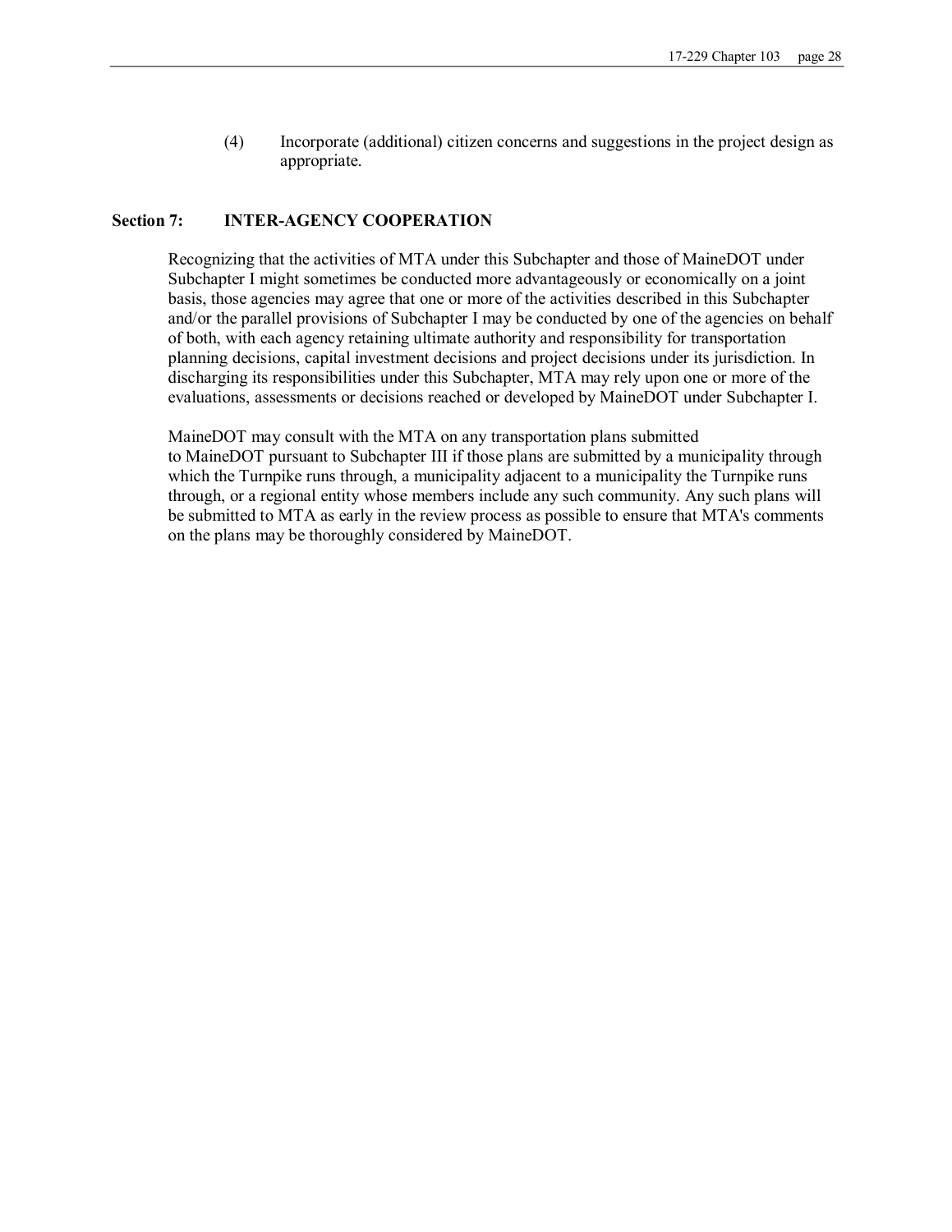(4) Incorporate (additional) citizen concerns and suggestions in the project design as appropriate.

## Section 7: INTER-AGENCY COOPERATION

Recognizing that the activities of MTA under this Subchapter and those of MaineDOT under Subchapter I might sometimes be conducted more advantageously or economically on a joint basis, those agencies may agree that one or more of the activities described in this Subchapter and/or the parallel provisions of Subchapter I may be conducted by one of the agencies on behalf of both, with each agency retaining ultimate authority and responsibility for transportation planning decisions, capital investment decisions and project decisions under its jurisdiction. In discharging its responsibilities under this Subchapter, MTA may rely upon one or more of the evaluations, assessments or decisions reached or developed by MaineDOT under Subchapter I.

MaineDOT may consult with the MTA on any transportation plans submitted to MaineDOT pursuant to Subchapter III if those plans are submitted by a municipality through which the Turnpike runs through, a municipality adjacent to a municipality the Turnpike runs through, or a regional entity whose members include any such community. Any such plans will be submitted to MTA as early in the review process as possible to ensure that MTA's comments on the plans may be thoroughly considered by MaineDOT.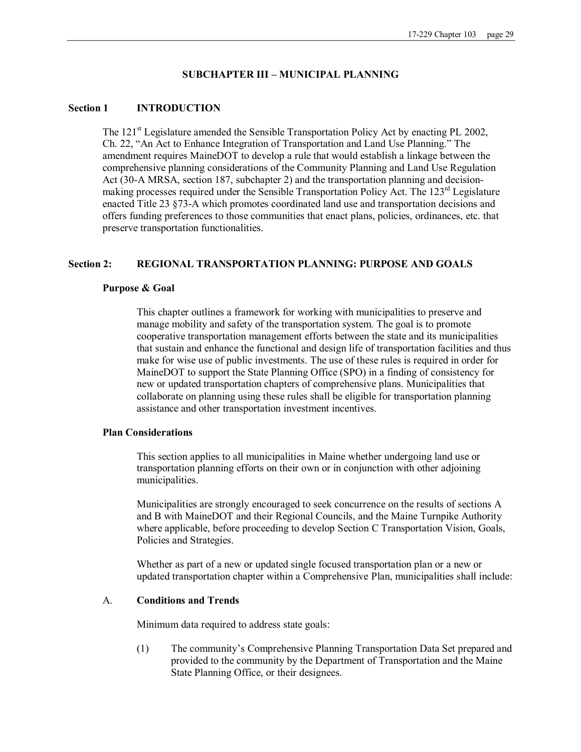## SUBCHAPTER III – MUNICIPAL PLANNING

### Section 1 INTRODUCTION

The 121st Legislature amended the Sensible Transportation Policy Act by enacting PL 2002, Ch. 22, "An Act to Enhance Integration of Transportation and Land Use Planning." The amendment requires MaineDOT to develop a rule that would establish a linkage between the comprehensive planning considerations of the Community Planning and Land Use Regulation Act (30-A MRSA, section 187, subchapter 2) and the transportation planning and decision-making processes required under the Sensible Transportation Policy Act. The 123rd Legislature enacted Title 23 §73-A which promotes coordinated land use and transportation decisions and offers funding preferences to those communities that enact plans, policies, ordinances, etc. that preserve transportation functionalities.

### Section 2: REGIONAL TRANSPORTATION PLANNING: PURPOSE AND GOALS

**Purpose & Goal**

This chapter outlines a framework for working with municipalities to preserve and manage mobility and safety of the transportation system. The goal is to promote cooperative transportation management efforts between the state and its municipalities that sustain and enhance the functional and design life of transportation facilities and thus make for wise use of public investments. The use of these rules is required in order for MaineDOT to support the State Planning Office (SPO) in a finding of consistency for new or updated transportation chapters of comprehensive plans. Municipalities that collaborate on planning using these rules shall be eligible for transportation planning assistance and other transportation investment incentives.

**Plan Considerations**

This section applies to all municipalities in Maine whether undergoing land use or transportation planning efforts on their own or in conjunction with other adjoining municipalities.

Municipalities are strongly encouraged to seek concurrence on the results of sections A and B with MaineDOT and their Regional Councils, and the Maine Turnpike Authority where applicable, before proceeding to develop Section C Transportation Vision, Goals, Policies and Strategies.

Whether as part of a new or updated single focused transportation plan or a new or updated transportation chapter within a Comprehensive Plan, municipalities shall include:

A. **Conditions and Trends**

Minimum data required to address state goals:

(1) The community's Comprehensive Planning Transportation Data Set prepared and provided to the community by the Department of Transportation and the Maine State Planning Office, or their designees.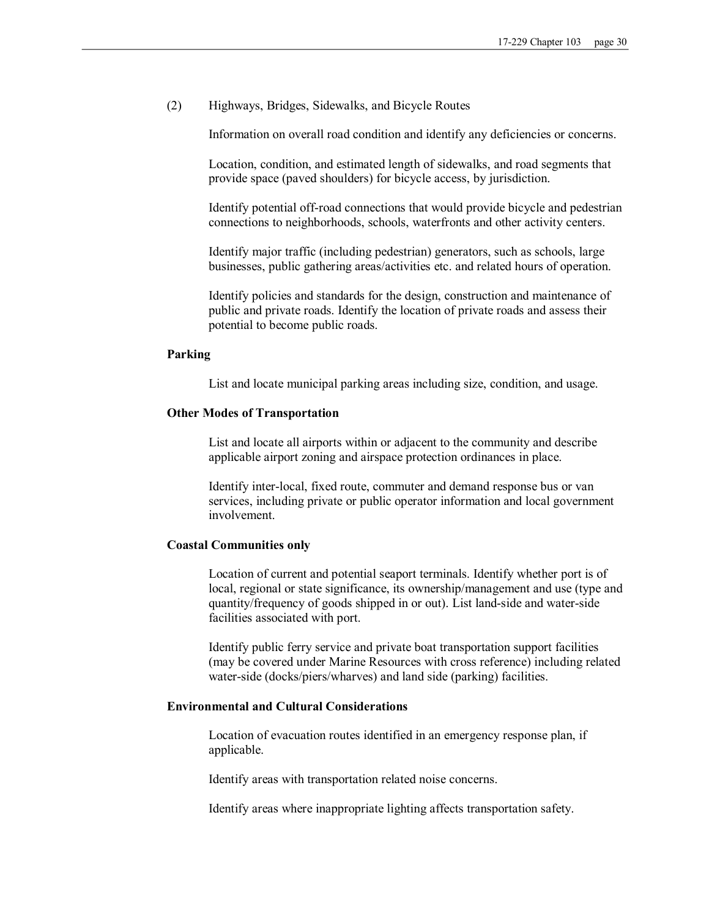(2) Highways, Bridges, Sidewalks, and Bicycle Routes

Information on overall road condition and identify any deficiencies or concerns.

Location, condition, and estimated length of sidewalks, and road segments that provide space (paved shoulders) for bicycle access, by jurisdiction.

Identify potential off-road connections that would provide bicycle and pedestrian connections to neighborhoods, schools, waterfronts and other activity centers.

Identify major traffic (including pedestrian) generators, such as schools, large businesses, public gathering areas/activities etc. and related hours of operation.

Identify policies and standards for the design, construction and maintenance of public and private roads. Identify the location of private roads and assess their potential to become public roads.

**Parking**

List and locate municipal parking areas including size, condition, and usage.

**Other Modes of Transportation**

List and locate all airports within or adjacent to the community and describe applicable airport zoning and airspace protection ordinances in place.

Identify inter-local, fixed route, commuter and demand response bus or van services, including private or public operator information and local government involvement.

**Coastal Communities only**

Location of current and potential seaport terminals. Identify whether port is of local, regional or state significance, its ownership/management and use (type and quantity/frequency of goods shipped in or out). List land-side and water-side facilities associated with port.

Identify public ferry service and private boat transportation support facilities (may be covered under Marine Resources with cross reference) including related water-side (docks/piers/wharves) and land side (parking) facilities.

**Environmental and Cultural Considerations**

Location of evacuation routes identified in an emergency response plan, if applicable.

Identify areas with transportation related noise concerns.

Identify areas where inappropriate lighting affects transportation safety.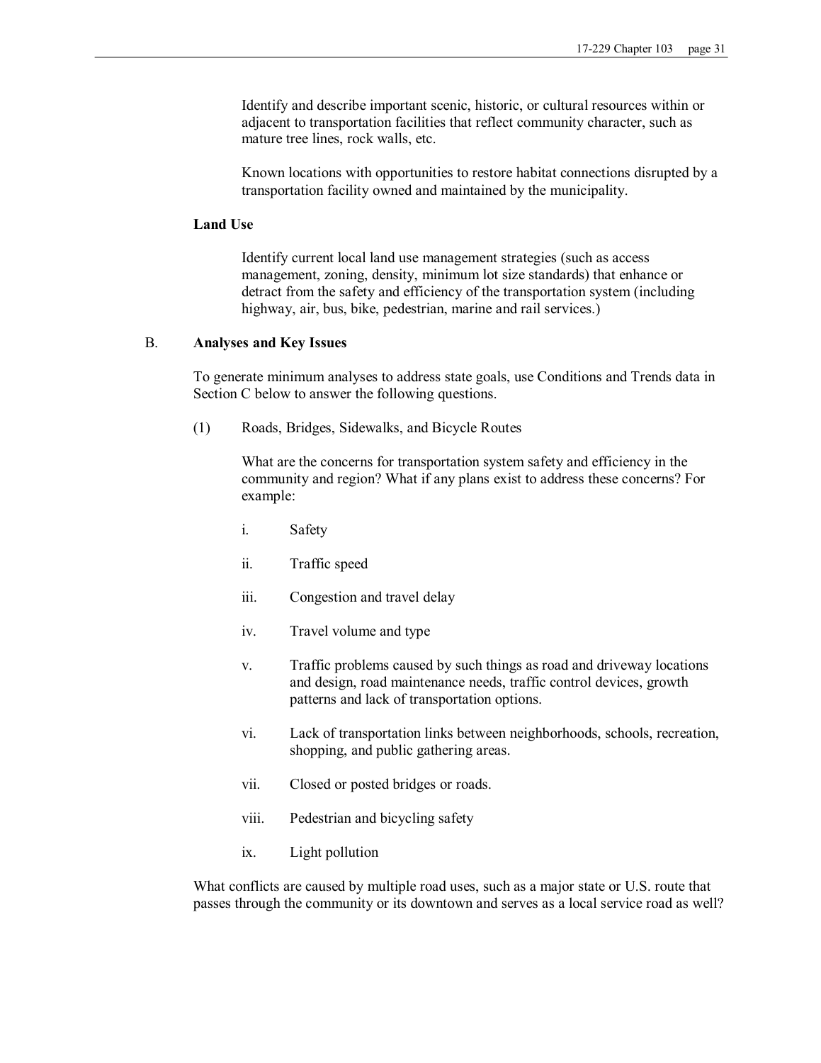Identify and describe important scenic, historic, or cultural resources within or adjacent to transportation facilities that reflect community character, such as mature tree lines, rock walls, etc.

Known locations with opportunities to restore habitat connections disrupted by a transportation facility owned and maintained by the municipality.

**Land Use**

Identify current local land use management strategies (such as access management, zoning, density, minimum lot size standards) that enhance or detract from the safety and efficiency of the transportation system (including highway, air, bus, bike, pedestrian, marine and rail services.)

B. **Analyses and Key Issues**

To generate minimum analyses to address state goals, use Conditions and Trends data in Section C below to answer the following questions.

(1) Roads, Bridges, Sidewalks, and Bicycle Routes

What are the concerns for transportation system safety and efficiency in the community and region? What if any plans exist to address these concerns? For example:

i. Safety

ii. Traffic speed

iii. Congestion and travel delay

iv. Travel volume and type

v. Traffic problems caused by such things as road and driveway locations and design, road maintenance needs, traffic control devices, growth patterns and lack of transportation options.

vi. Lack of transportation links between neighborhoods, schools, recreation, shopping, and public gathering areas.

vii. Closed or posted bridges or roads.

viii. Pedestrian and bicycling safety

ix. Light pollution

What conflicts are caused by multiple road uses, such as a major state or U.S. route that passes through the community or its downtown and serves as a local service road as well?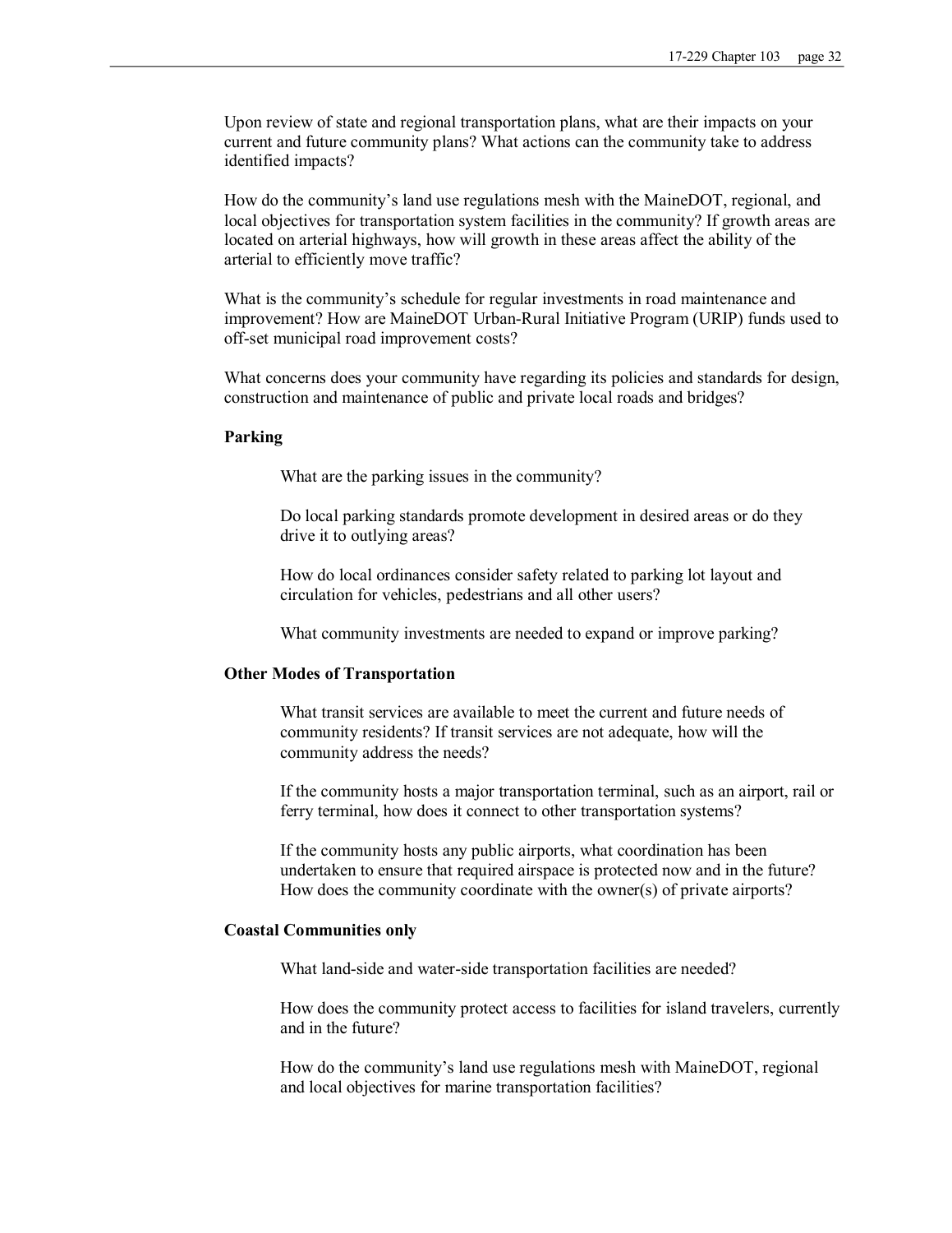Upon review of state and regional transportation plans, what are their impacts on your current and future community plans? What actions can the community take to address identified impacts?

How do the community's land use regulations mesh with the MaineDOT, regional, and local objectives for transportation system facilities in the community? If growth areas are located on arterial highways, how will growth in these areas affect the ability of the arterial to efficiently move traffic?

What is the community's schedule for regular investments in road maintenance and improvement? How are MaineDOT Urban-Rural Initiative Program (URIP) funds used to off-set municipal road improvement costs?

What concerns does your community have regarding its policies and standards for design, construction and maintenance of public and private local roads and bridges?

**Parking**

What are the parking issues in the community?

Do local parking standards promote development in desired areas or do they drive it to outlying areas?

How do local ordinances consider safety related to parking lot layout and circulation for vehicles, pedestrians and all other users?

What community investments are needed to expand or improve parking?

**Other Modes of Transportation**

What transit services are available to meet the current and future needs of community residents? If transit services are not adequate, how will the community address the needs?

If the community hosts a major transportation terminal, such as an airport, rail or ferry terminal, how does it connect to other transportation systems?

If the community hosts any public airports, what coordination has been undertaken to ensure that required airspace is protected now and in the future? How does the community coordinate with the owner(s) of private airports?

**Coastal Communities only**

What land-side and water-side transportation facilities are needed?

How does the community protect access to facilities for island travelers, currently and in the future?

How do the community's land use regulations mesh with MaineDOT, regional and local objectives for marine transportation facilities?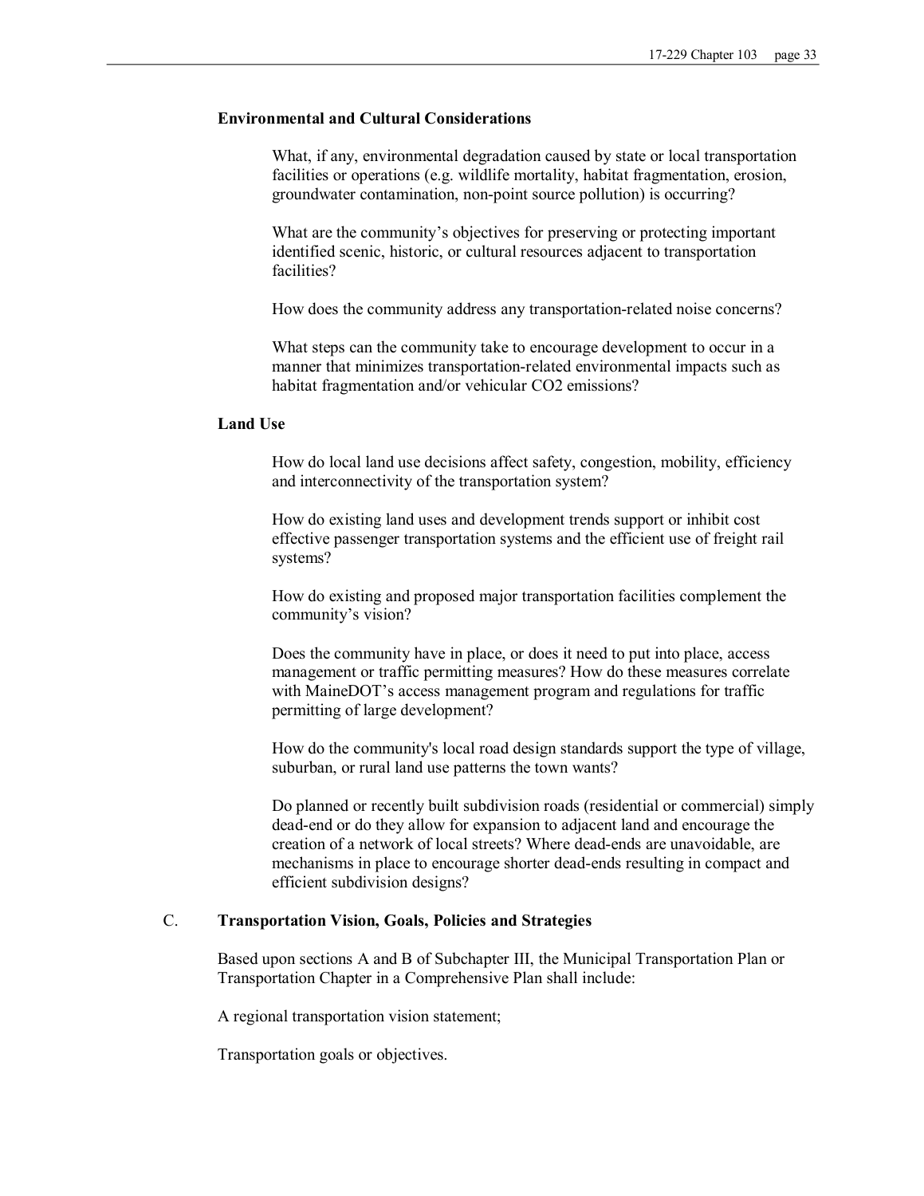**Environmental and Cultural Considerations**

What, if any, environmental degradation caused by state or local transportation facilities or operations (e.g. wildlife mortality, habitat fragmentation, erosion, groundwater contamination, non-point source pollution) is occurring?

What are the community's objectives for preserving or protecting important identified scenic, historic, or cultural resources adjacent to transportation facilities?

How does the community address any transportation-related noise concerns?

What steps can the community take to encourage development to occur in a manner that minimizes transportation-related environmental impacts such as habitat fragmentation and/or vehicular $CO_2$ emissions?

**Land Use**

How do local land use decisions affect safety, congestion, mobility, efficiency and interconnectivity of the transportation system?

How do existing land uses and development trends support or inhibit cost effective passenger transportation systems and the efficient use of freight rail systems?

How do existing and proposed major transportation facilities complement the community's vision?

Does the community have in place, or does it need to put into place, access management or traffic permitting measures? How do these measures correlate with MaineDOT's access management program and regulations for traffic permitting of large development?

How do the community's local road design standards support the type of village, suburban, or rural land use patterns the town wants?

Do planned or recently built subdivision roads (residential or commercial) simply dead-end or do they allow for expansion to adjacent land and encourage the creation of a network of local streets? Where dead-ends are unavoidable, are mechanisms in place to encourage shorter dead-ends resulting in compact and efficient subdivision designs?

C. **Transportation Vision, Goals, Policies and Strategies**

Based upon sections A and B of Subchapter III, the Municipal Transportation Plan or Transportation Chapter in a Comprehensive Plan shall include:

A regional transportation vision statement;

Transportation goals or objectives.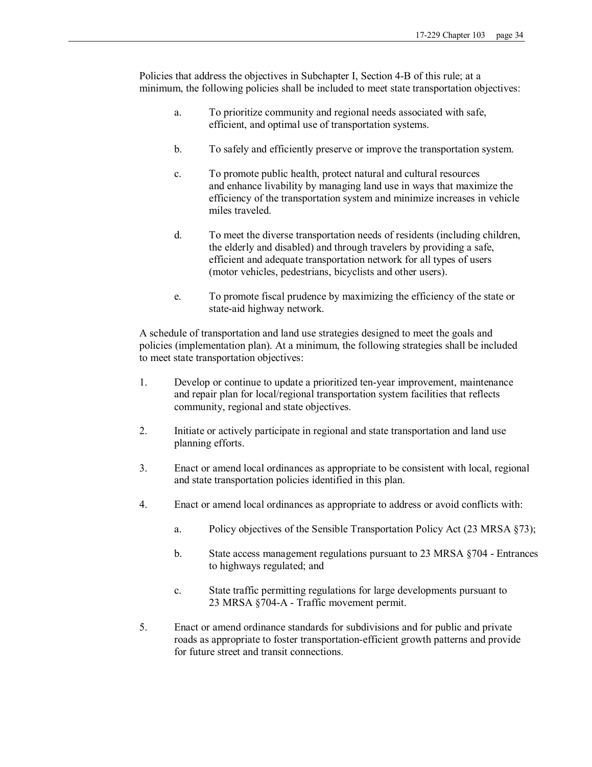Policies that address the objectives in Subchapter I, Section 4-B of this rule; at a minimum, the following policies shall be included to meet state transportation objectives:

a. To prioritize community and regional needs associated with safe, efficient, and optimal use of transportation systems.

b. To safely and efficiently preserve or improve the transportation system.

c. To promote public health, protect natural and cultural resources and enhance livability by managing land use in ways that maximize the efficiency of the transportation system and minimize increases in vehicle miles traveled.

d. To meet the diverse transportation needs of residents (including children, the elderly and disabled) and through travelers by providing a safe, efficient and adequate transportation network for all types of users (motor vehicles, pedestrians, bicyclists and other users).

e. To promote fiscal prudence by maximizing the efficiency of the state or state-aid highway network.

A schedule of transportation and land use strategies designed to meet the goals and policies (implementation plan). At a minimum, the following strategies shall be included to meet state transportation objectives:

1. Develop or continue to update a prioritized ten-year improvement, maintenance and repair plan for local/regional transportation system facilities that reflects community, regional and state objectives.

2. Initiate or actively participate in regional and state transportation and land use planning efforts.

3. Enact or amend local ordinances as appropriate to be consistent with local, regional and state transportation policies identified in this plan.

4. Enact or amend local ordinances as appropriate to address or avoid conflicts with:

    a. Policy objectives of the Sensible Transportation Policy Act (23 MRSA §73);

    b. State access management regulations pursuant to 23 MRSA §704 - Entrances to highways regulated; and

    c. State traffic permitting regulations for large developments pursuant to 23 MRSA §704-A - Traffic movement permit.

5. Enact or amend ordinance standards for subdivisions and for public and private roads as appropriate to foster transportation-efficient growth patterns and provide for future street and transit connections.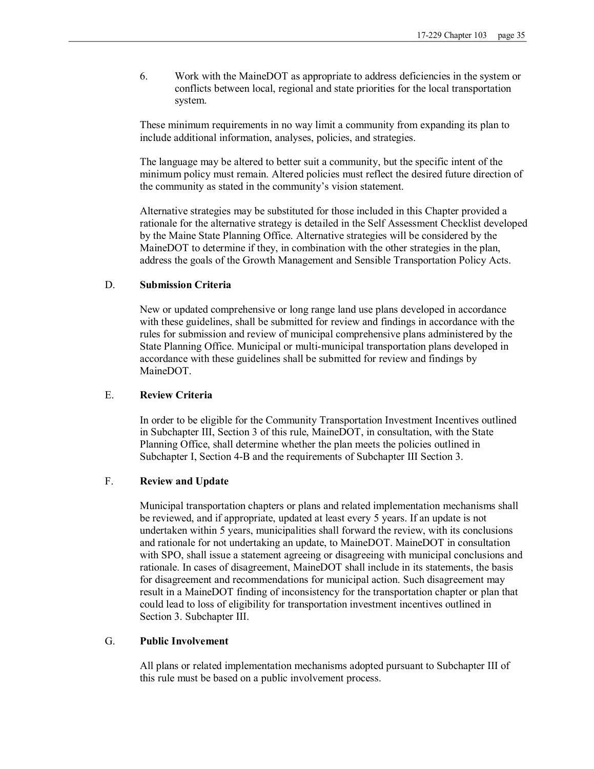6. Work with the MaineDOT as appropriate to address deficiencies in the system or conflicts between local, regional and state priorities for the local transportation system.

These minimum requirements in no way limit a community from expanding its plan to include additional information, analyses, policies, and strategies.

The language may be altered to better suit a community, but the specific intent of the minimum policy must remain. Altered policies must reflect the desired future direction of the community as stated in the community's vision statement.

Alternative strategies may be substituted for those included in this Chapter provided a rationale for the alternative strategy is detailed in the Self Assessment Checklist developed by the Maine State Planning Office. Alternative strategies will be considered by the MaineDOT to determine if they, in combination with the other strategies in the plan, address the goals of the Growth Management and Sensible Transportation Policy Acts.

D. **Submission Criteria**

New or updated comprehensive or long range land use plans developed in accordance with these guidelines, shall be submitted for review and findings in accordance with the rules for submission and review of municipal comprehensive plans administered by the State Planning Office. Municipal or multi-municipal transportation plans developed in accordance with these guidelines shall be submitted for review and findings by MaineDOT.

E. **Review Criteria**

In order to be eligible for the Community Transportation Investment Incentives outlined in Subchapter III, Section 3 of this rule, MaineDOT, in consultation, with the State Planning Office, shall determine whether the plan meets the policies outlined in Subchapter I, Section 4-B and the requirements of Subchapter III Section 3.

F. **Review and Update**

Municipal transportation chapters or plans and related implementation mechanisms shall be reviewed, and if appropriate, updated at least every 5 years. If an update is not undertaken within 5 years, municipalities shall forward the review, with its conclusions and rationale for not undertaking an update, to MaineDOT. MaineDOT in consultation with SPO, shall issue a statement agreeing or disagreeing with municipal conclusions and rationale. In cases of disagreement, MaineDOT shall include in its statements, the basis for disagreement and recommendations for municipal action. Such disagreement may result in a MaineDOT finding of inconsistency for the transportation chapter or plan that could lead to loss of eligibility for transportation investment incentives outlined in Section 3. Subchapter III.

G. **Public Involvement**

All plans or related implementation mechanisms adopted pursuant to Subchapter III of this rule must be based on a public involvement process.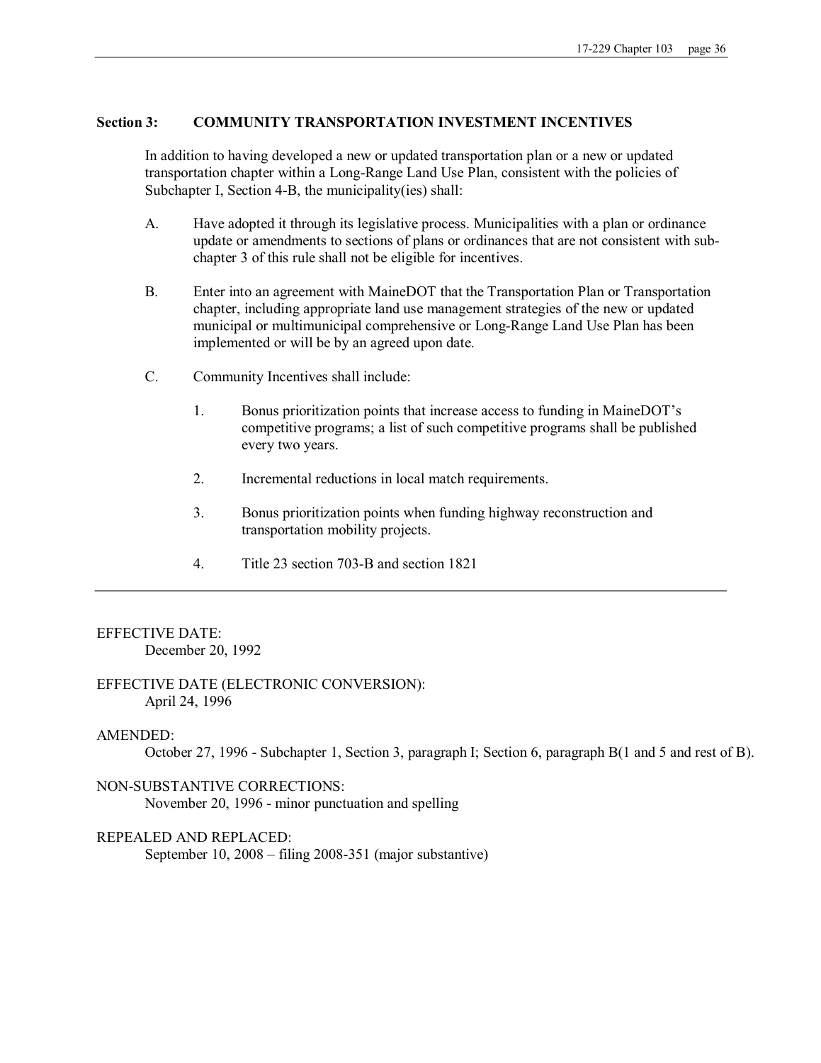## Section 3: COMMUNITY TRANSPORTATION INVESTMENT INCENTIVES

In addition to having developed a new or updated transportation plan or a new or updated transportation chapter within a Long-Range Land Use Plan, consistent with the policies of Subchapter I, Section 4-B, the municipality(ies) shall:

A. Have adopted it through its legislative process. Municipalities with a plan or ordinance update or amendments to sections of plans or ordinances that are not consistent with sub-chapter 3 of this rule shall not be eligible for incentives.

B. Enter into an agreement with MaineDOT that the Transportation Plan or Transportation chapter, including appropriate land use management strategies of the new or updated municipal or multimunicipal comprehensive or Long-Range Land Use Plan has been implemented or will be by an agreed upon date.

C. Community Incentives shall include:

   1. Bonus prioritization points that increase access to funding in MaineDOT's competitive programs; a list of such competitive programs shall be published every two years.

   2. Incremental reductions in local match requirements.

   3. Bonus prioritization points when funding highway reconstruction and transportation mobility projects.

   4. Title 23 section 703-B and section 1821

---

EFFECTIVE DATE:
December 20, 1992

EFFECTIVE DATE (ELECTRONIC CONVERSION):
April 24, 1996

AMENDED:
October 27, 1996 - Subchapter 1, Section 3, paragraph I; Section 6, paragraph B(1 and 5 and rest of B).

NON-SUBSTANTIVE CORRECTIONS:
November 20, 1996 - minor punctuation and spelling

REPEALED AND REPLACED:
September 10, 2008 – filing 2008-351 (major substantive)